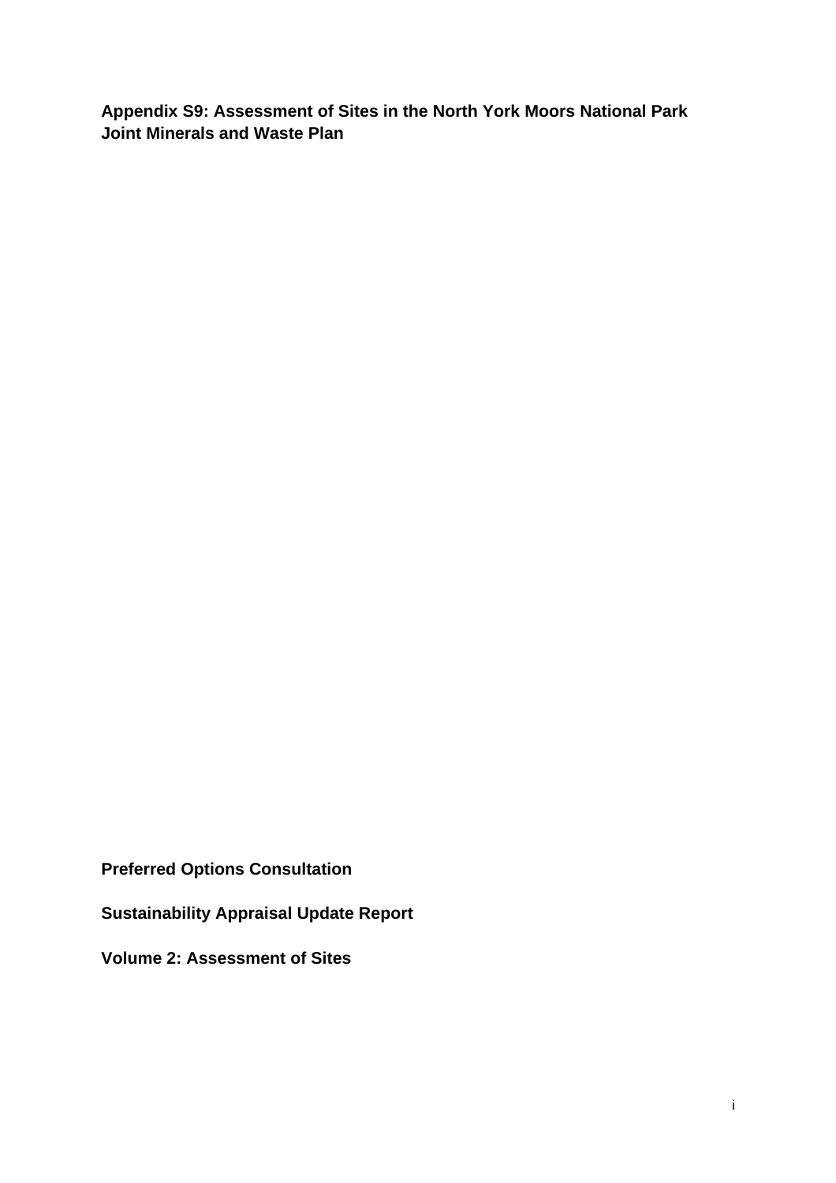**Appendix S9: Assessment of Sites in the North York Moors National Park Joint Minerals and Waste Plan**

**Preferred Options Consultation**

**Sustainability Appraisal Update Report**

**Volume 2: Assessment of Sites**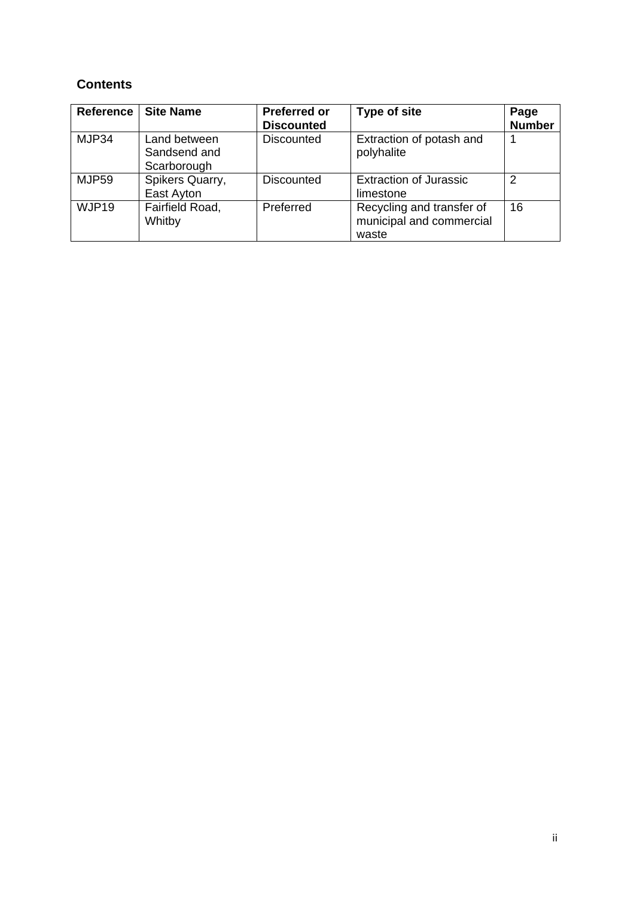## Contents

| Reference | Site Name | Preferred or Discounted | Type of site | Page Number |
|---|---|---|---|---|
| MJP34 | Land between Sandsend and Scarborough | Discounted | Extraction of potash and polyhalite | 1 |
| MJP59 | Spikers Quarry, East Ayton | Discounted | Extraction of Jurassic limestone | 2 |
| WJP19 | Fairfield Road, Whitby | Preferred | Recycling and transfer of municipal and commercial waste | 16 |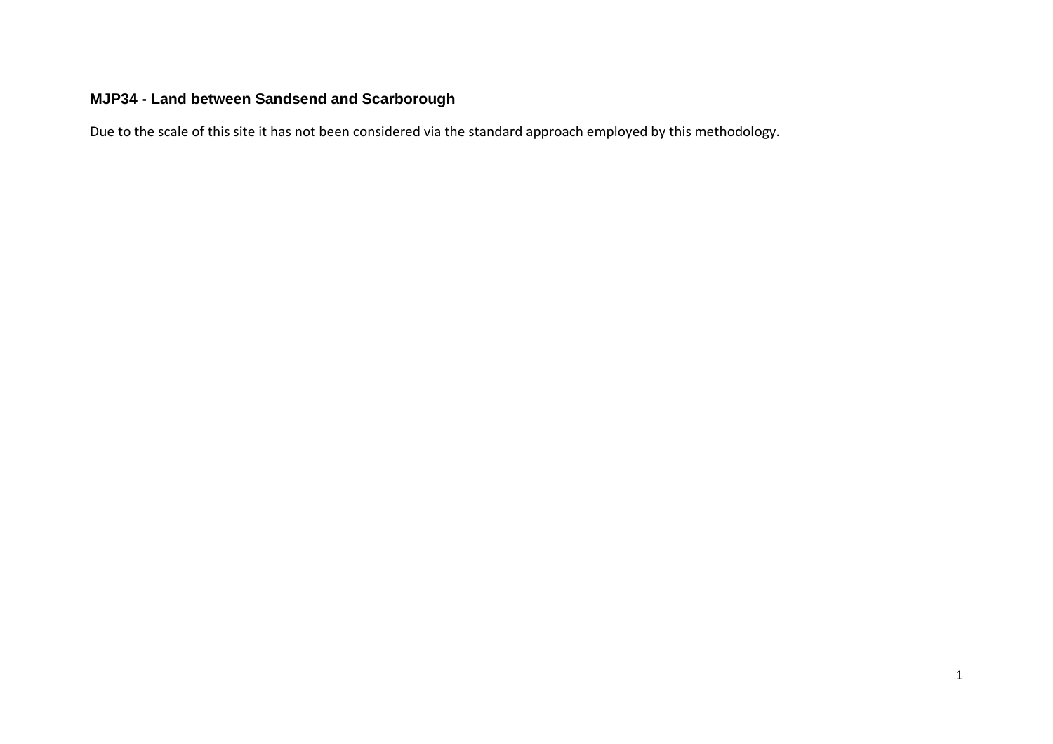### MJP34 - Land between Sandsend and Scarborough

Due to the scale of this site it has not been considered via the standard approach employed by this methodology.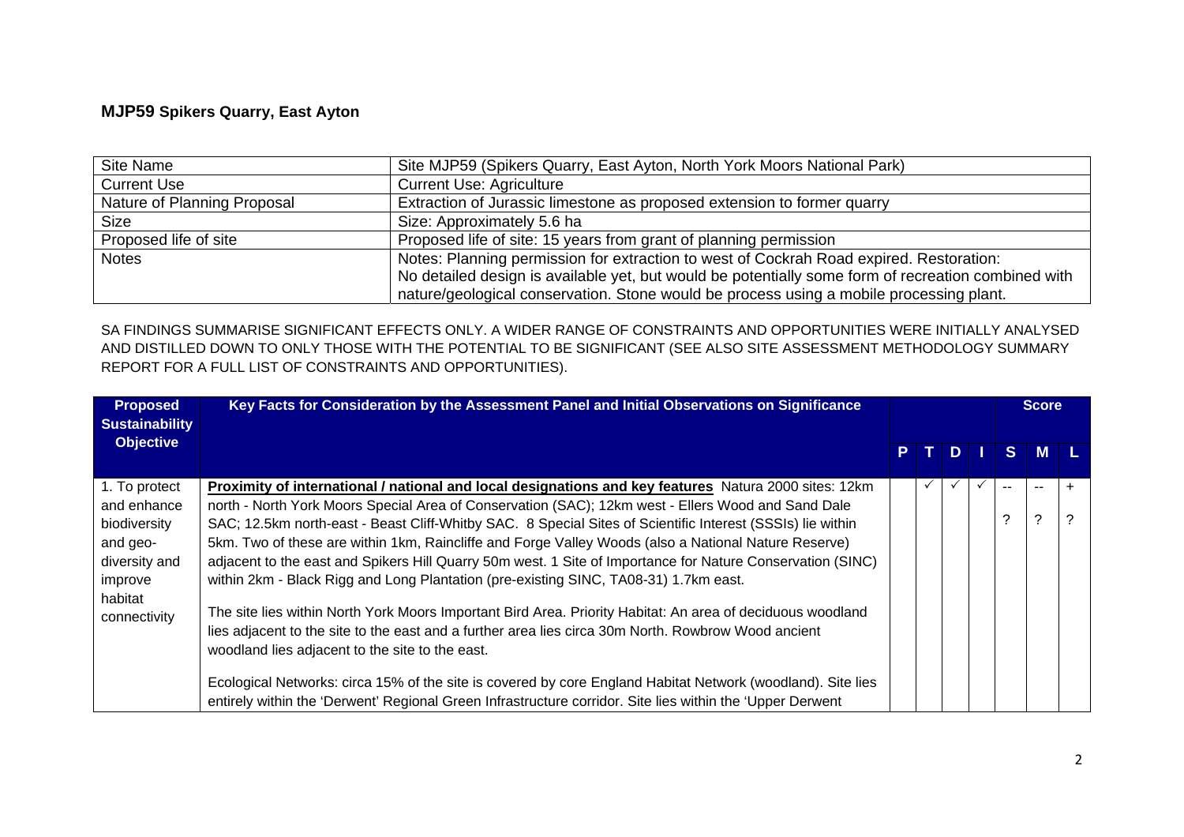## MJP59 Spikers Quarry, East Ayton

| Site Name | Site MJP59 (Spikers Quarry, East Ayton, North York Moors National Park) |
|---|---|
| Current Use | Current Use: Agriculture |
| Nature of Planning Proposal | Extraction of Jurassic limestone as proposed extension to former quarry |
| Size | Size: Approximately 5.6 ha |
| Proposed life of site | Proposed life of site: 15 years from grant of planning permission |
| Notes | Notes: Planning permission for extraction to west of Cockrah Road expired. Restoration: No detailed design is available yet, but would be potentially some form of recreation combined with nature/geological conservation. Stone would be process using a mobile processing plant. |

SA FINDINGS SUMMARISE SIGNIFICANT EFFECTS ONLY. A WIDER RANGE OF CONSTRAINTS AND OPPORTUNITIES WERE INITIALLY ANALYSED AND DISTILLED DOWN TO ONLY THOSE WITH THE POTENTIAL TO BE SIGNIFICANT (SEE ALSO SITE ASSESSMENT METHODOLOGY SUMMARY REPORT FOR A FULL LIST OF CONSTRAINTS AND OPPORTUNITIES).

| Proposed Sustainability Objective | Key Facts for Consideration by the Assessment Panel and Initial Observations on Significance | P | T | D | I | S | M | L |
|---|---|---|---|---|---|---|---|---|
| 1. To protect and enhance biodiversity and geo-diversity and improve habitat connectivity | **Proximity of international / national and local designations and key features** Natura 2000 sites: 12km north - North York Moors Special Area of Conservation (SAC); 12km west - Ellers Wood and Sand Dale SAC; 12.5km north-east - Beast Cliff-Whitby SAC. 8 Special Sites of Scientific Interest (SSSIs) lie within 5km. Two of these are within 1km, Raincliffe and Forge Valley Woods (also a National Nature Reserve) adjacent to the east and Spikers Hill Quarry 50m west. 1 Site of Importance for Nature Conservation (SINC) within 2km - Black Rigg and Long Plantation (pre-existing SINC, TA08-31) 1.7km east.<br><br>The site lies within North York Moors Important Bird Area. Priority Habitat: An area of deciduous woodland lies adjacent to the site to the east and a further area lies circa 30m North. Rowbrow Wood ancient woodland lies adjacent to the site to the east.<br><br>Ecological Networks: circa 15% of the site is covered by core England Habitat Network (woodland). Site lies entirely within the 'Derwent' Regional Green Infrastructure corridor. Site lies within the 'Upper Derwent | | ✓ | ✓ | ✓ | --<br><br>? | --<br><br>? | +<br><br>? |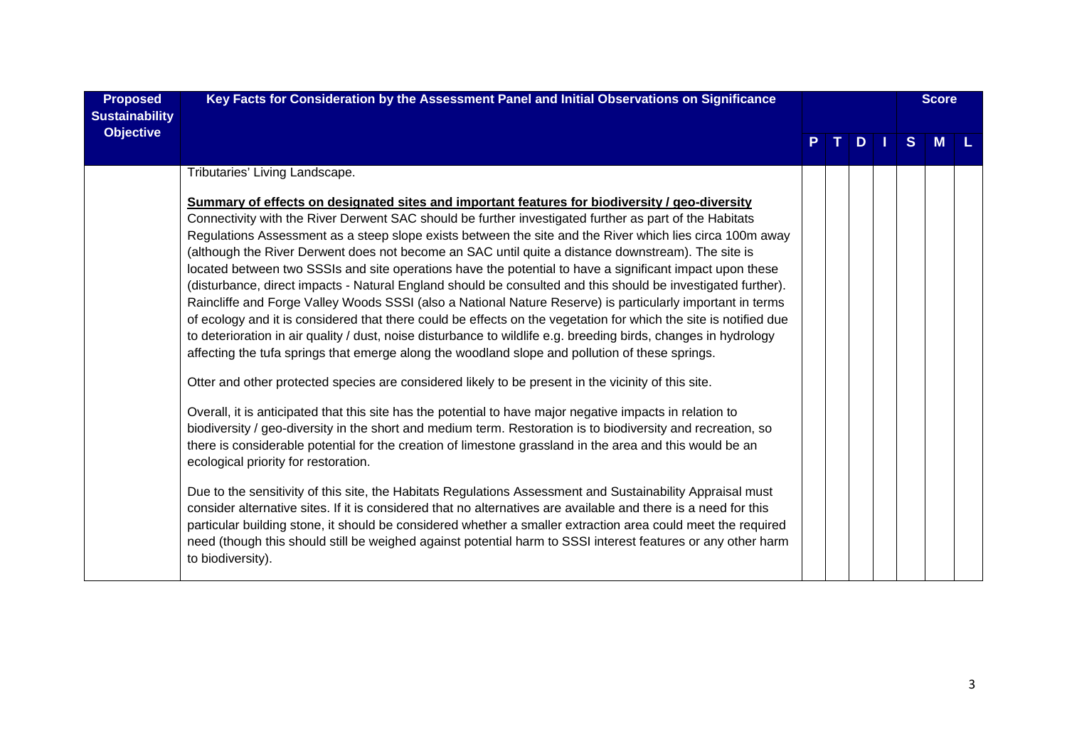| Proposed Sustainability Objective | Key Facts for Consideration by the Assessment Panel and Initial Observations on Significance | P | T | D | I | Score S | M | L |
|---|---|---|---|---|---|---|---|---|
| | Tributaries' Living Landscape.<br><br>**<u>Summary of effects on designated sites and important features for biodiversity / geo-diversity</u>**<br>Connectivity with the River Derwent SAC should be further investigated further as part of the Habitats Regulations Assessment as a steep slope exists between the site and the River which lies circa 100m away (although the River Derwent does not become an SAC until quite a distance downstream). The site is located between two SSSIs and site operations have the potential to have a significant impact upon these (disturbance, direct impacts - Natural England should be consulted and this should be investigated further). Raincliffe and Forge Valley Woods SSSI (also a National Nature Reserve) is particularly important in terms of ecology and it is considered that there could be effects on the vegetation for which the site is notified due to deterioration in air quality / dust, noise disturbance to wildlife e.g. breeding birds, changes in hydrology affecting the tufa springs that emerge along the woodland slope and pollution of these springs.<br><br>Otter and other protected species are considered likely to be present in the vicinity of this site.<br><br>Overall, it is anticipated that this site has the potential to have major negative impacts in relation to biodiversity / geo-diversity in the short and medium term. Restoration is to biodiversity and recreation, so there is considerable potential for the creation of limestone grassland in the area and this would be an ecological priority for restoration.<br><br>Due to the sensitivity of this site, the Habitats Regulations Assessment and Sustainability Appraisal must consider alternative sites. If it is considered that no alternatives are available and there is a need for this particular building stone, it should be considered whether a smaller extraction area could meet the required need (though this should still be weighed against potential harm to SSSI interest features or any other harm to biodiversity). | | | | | | | |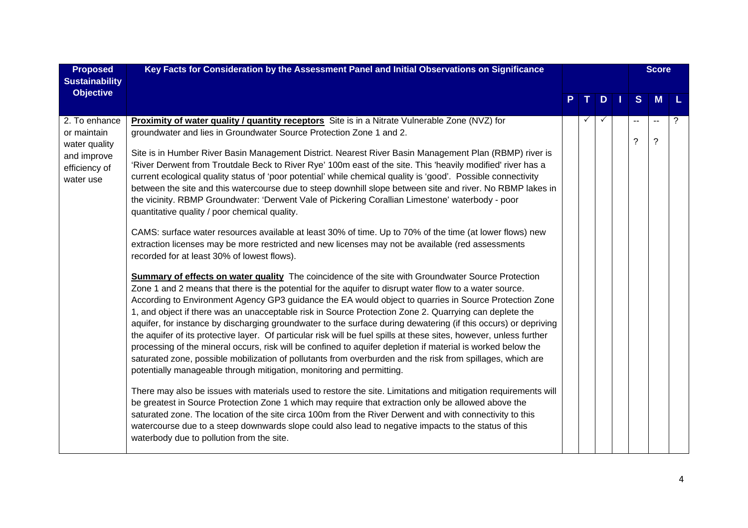| Proposed Sustainability Objective | Key Facts for Consideration by the Assessment Panel and Initial Observations on Significance | P | T | D | I | Score S | Score M | Score L |
|---|---|---|---|---|---|---|---|---|
| 2. To enhance or maintain water quality and improve efficiency of water use | **Proximity of water quality / quantity receptors** Site is in a Nitrate Vulnerable Zone (NVZ) for groundwater and lies in Groundwater Source Protection Zone 1 and 2.<br><br>Site is in Humber River Basin Management District. Nearest River Basin Management Plan (RBMP) river is 'River Derwent from Troutdale Beck to River Rye' 100m east of the site. This 'heavily modified' river has a current ecological quality status of 'poor potential' while chemical quality is 'good'. Possible connectivity between the site and this watercourse due to steep downhill slope between site and river. No RBMP lakes in the vicinity. RBMP Groundwater: 'Derwent Vale of Pickering Corallian Limestone' waterbody - poor quantitative quality / poor chemical quality.<br><br>CAMS: surface water resources available at least 30% of time. Up to 70% of the time (at lower flows) new extraction licenses may be more restricted and new licenses may not be available (red assessments recorded for at least 30% of lowest flows).<br><br>**Summary of effects on water quality** The coincidence of the site with Groundwater Source Protection Zone 1 and 2 means that there is the potential for the aquifer to disrupt water flow to a water source. According to Environment Agency GP3 guidance the EA would object to quarries in Source Protection Zone 1, and object if there was an unacceptable risk in Source Protection Zone 2. Quarrying can deplete the aquifer, for instance by discharging groundwater to the surface during dewatering (if this occurs) or depriving the aquifer of its protective layer. Of particular risk will be fuel spills at these sites, however, unless further processing of the mineral occurs, risk will be confined to aquifer depletion if material is worked below the saturated zone, possible mobilization of pollutants from overburden and the risk from spillages, which are potentially manageable through mitigation, monitoring and permitting.<br><br>There may also be issues with materials used to restore the site. Limitations and mitigation requirements will be greatest in Source Protection Zone 1 which may require that extraction only be allowed above the saturated zone. The location of the site circa 100m from the River Derwent and with connectivity to this watercourse due to a steep downwards slope could also lead to negative impacts to the status of this waterbody due to pollution from the site. | | ✓ | ✓ | | --<br>? | --<br>? | ? |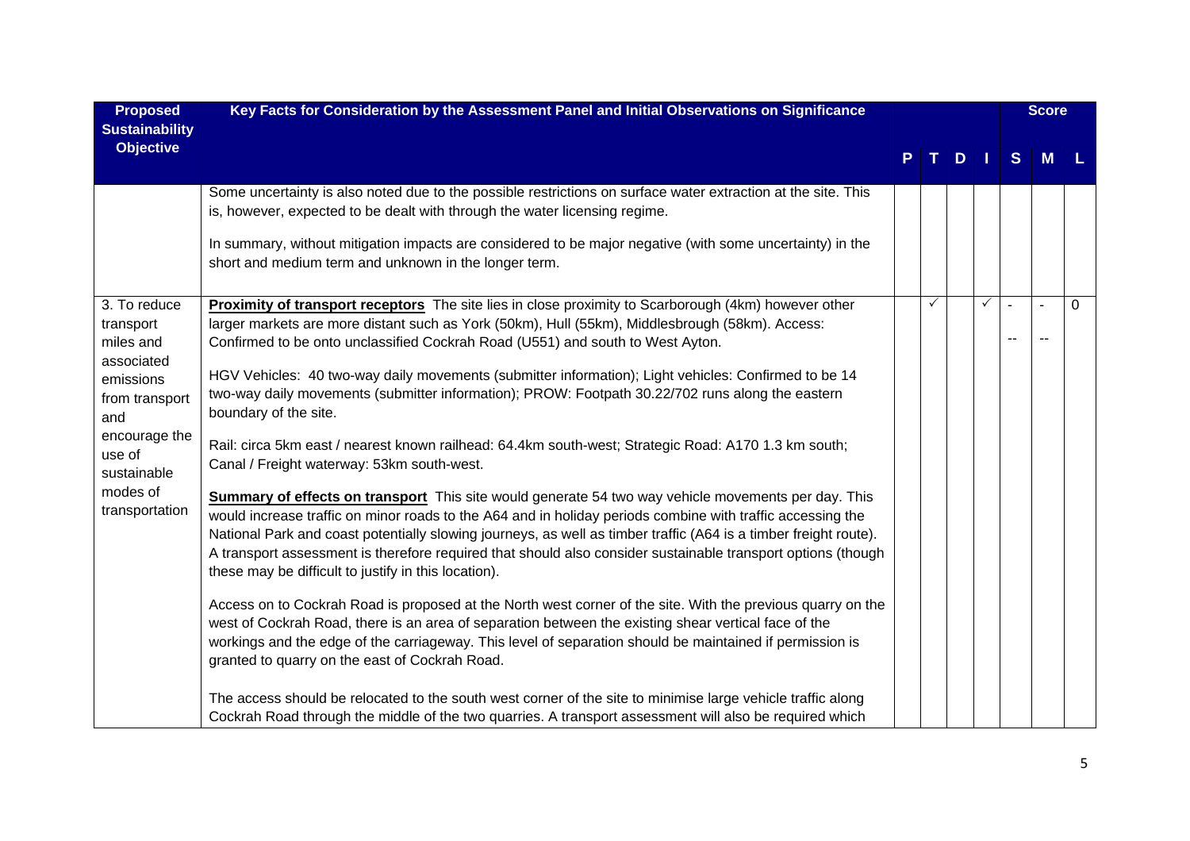| Proposed Sustainability Objective | Key Facts for Consideration by the Assessment Panel and Initial Observations on Significance | P | T | D | I | Score S | M | L |
|---|---|---|---|---|---|---|---|---|
| | Some uncertainty is also noted due to the possible restrictions on surface water extraction at the site. This is, however, expected to be dealt with through the water licensing regime.<br><br>In summary, without mitigation impacts are considered to be major negative (with some uncertainty) in the short and medium term and unknown in the longer term. | | | | | | | |
| 3. To reduce transport miles and associated emissions from transport and encourage the use of sustainable modes of transportation | **Proximity of transport receptors** The site lies in close proximity to Scarborough (4km) however other larger markets are more distant such as York (50km), Hull (55km), Middlesbrough (58km). Access: Confirmed to be onto unclassified Cockrah Road (U551) and south to West Ayton.<br><br>HGV Vehicles: 40 two-way daily movements (submitter information); Light vehicles: Confirmed to be 14 two-way daily movements (submitter information); PROW: Footpath 30.22/702 runs along the eastern boundary of the site.<br><br>Rail: circa 5km east / nearest known railhead: 64.4km south-west; Strategic Road: A170 1.3 km south; Canal / Freight waterway: 53km south-west.<br><br>**Summary of effects on transport** This site would generate 54 two way vehicle movements per day. This would increase traffic on minor roads to the A64 and in holiday periods combine with traffic accessing the National Park and coast potentially slowing journeys, as well as timber traffic (A64 is a timber freight route). A transport assessment is therefore required that should also consider sustainable transport options (though these may be difficult to justify in this location).<br><br>Access on to Cockrah Road is proposed at the North west corner of the site. With the previous quarry on the west of Cockrah Road, there is an area of separation between the existing shear vertical face of the workings and the edge of the carriageway. This level of separation should be maintained if permission is granted to quarry on the east of Cockrah Road.<br><br>The access should be relocated to the south west corner of the site to minimise large vehicle traffic along Cockrah Road through the middle of the two quarries. A transport assessment will also be required which | | ✓ | | ✓ | -<br>-- | -<br>-- | 0 |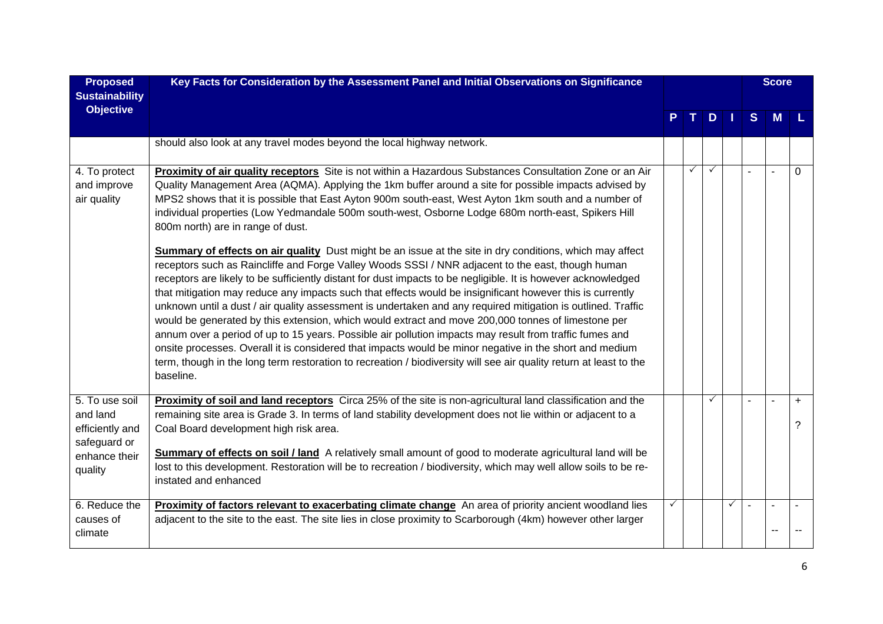| Proposed Sustainability Objective | Key Facts for Consideration by the Assessment Panel and Initial Observations on Significance | P | T | D | I | S | M | L |
|---|---|---|---|---|---|---|---|---|
| | | | | | | Score | | |
| | should also look at any travel modes beyond the local highway network. | | | | | | | |
| 4. To protect and improve air quality | **Proximity of air quality receptors** Site is not within a Hazardous Substances Consultation Zone or an Air Quality Management Area (AQMA). Applying the 1km buffer around a site for possible impacts advised by MPS2 shows that it is possible that East Ayton 900m south-east, West Ayton 1km south and a number of individual properties (Low Yedmandale 500m south-west, Osborne Lodge 680m north-east, Spikers Hill 800m north) are in range of dust.<br><br>**Summary of effects on air quality** Dust might be an issue at the site in dry conditions, which may affect receptors such as Raincliffe and Forge Valley Woods SSSI / NNR adjacent to the east, though human receptors are likely to be sufficiently distant for dust impacts to be negligible. It is however acknowledged that mitigation may reduce any impacts such that effects would be insignificant however this is currently unknown until a dust / air quality assessment is undertaken and any required mitigation is outlined. Traffic would be generated by this extension, which would extract and move 200,000 tonnes of limestone per annum over a period of up to 15 years. Possible air pollution impacts may result from traffic fumes and onsite processes. Overall it is considered that impacts would be minor negative in the short and medium term, though in the long term restoration to recreation / biodiversity will see air quality return at least to the baseline. | | ✓ | ✓ | | - | - | 0 |
| 5. To use soil and land efficiently and safeguard or enhance their quality | **Proximity of soil and land receptors** Circa 25% of the site is non-agricultural land classification and the remaining site area is Grade 3. In terms of land stability development does not lie within or adjacent to a Coal Board development high risk area.<br><br>**Summary of effects on soil / land** A relatively small amount of good to moderate agricultural land will be lost to this development. Restoration will be to recreation / biodiversity, which may well allow soils to be re-instated and enhanced | | | ✓ | | - | - | +<br>? |
| 6. Reduce the causes of climate | **Proximity of factors relevant to exacerbating climate change** An area of priority ancient woodland lies adjacent to the site to the east. The site lies in close proximity to Scarborough (4km) however other larger | ✓ | | | ✓ | - | -<br>-- | -<br>-- |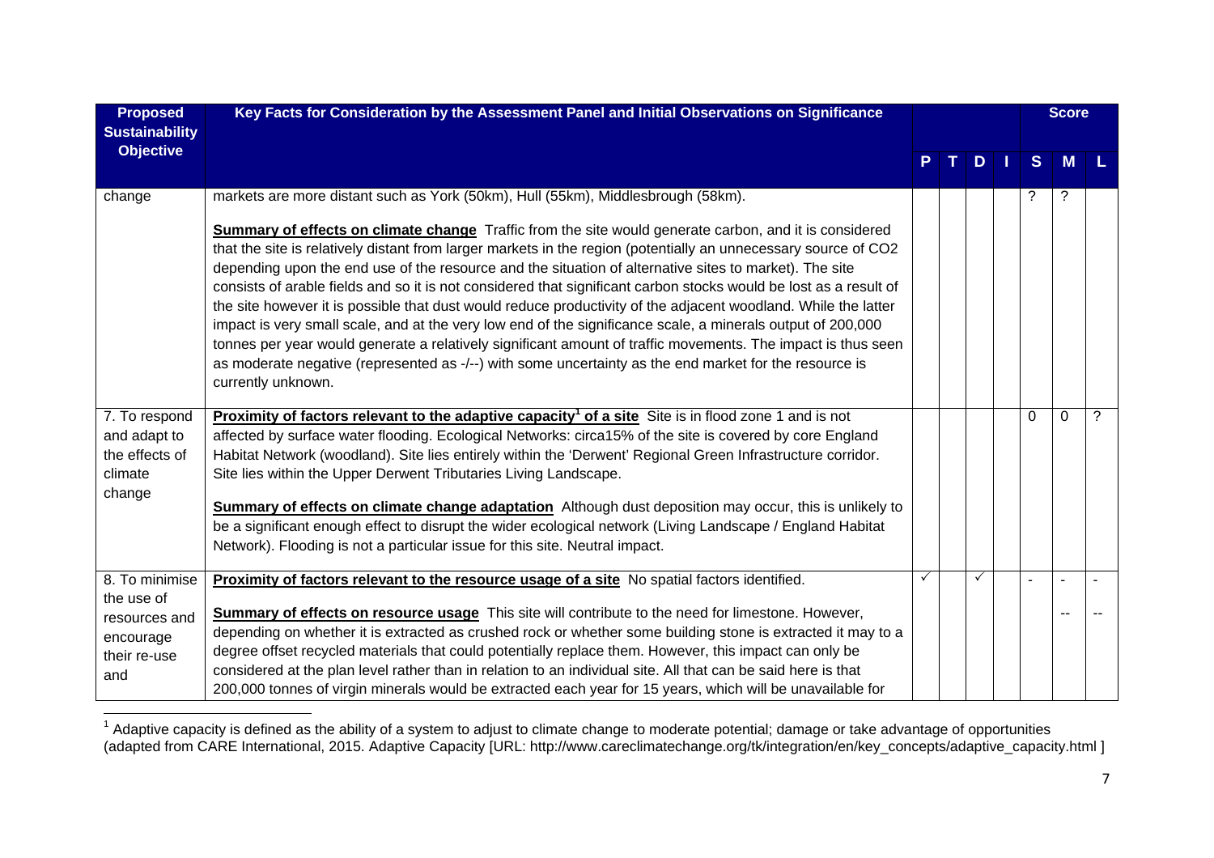| Proposed Sustainability Objective | Key Facts for Consideration by the Assessment Panel and Initial Observations on Significance | P | T | D | I | S | M | L |
|---|---|---|---|---|---|---|---|---|
| | | | | | | Score | | |
| change | markets are more distant such as York (50km), Hull (55km), Middlesbrough (58km).<br><br>**Summary of effects on climate change** Traffic from the site would generate carbon, and it is considered that the site is relatively distant from larger markets in the region (potentially an unnecessary source of CO2 depending upon the end use of the resource and the situation of alternative sites to market). The site consists of arable fields and so it is not considered that significant carbon stocks would be lost as a result of the site however it is possible that dust would reduce productivity of the adjacent woodland. While the latter impact is very small scale, and at the very low end of the significance scale, a minerals output of 200,000 tonnes per year would generate a relatively significant amount of traffic movements. The impact is thus seen as moderate negative (represented as -/--) with some uncertainty as the end market for the resource is currently unknown. | | | | | ? | ? | |
| 7. To respond and adapt to the effects of climate change | **Proximity of factors relevant to the adaptive capacity[1] of a site** Site is in flood zone 1 and is not affected by surface water flooding. Ecological Networks: circa15% of the site is covered by core England Habitat Network (woodland). Site lies entirely within the 'Derwent' Regional Green Infrastructure corridor. Site lies within the Upper Derwent Tributaries Living Landscape.<br><br>**Summary of effects on climate change adaptation** Although dust deposition may occur, this is unlikely to be a significant enough effect to disrupt the wider ecological network (Living Landscape / England Habitat Network). Flooding is not a particular issue for this site. Neutral impact. | | | | | 0 | 0 | ? |
| 8. To minimise the use of resources and encourage their re-use and | **Proximity of factors relevant to the resource usage of a site** No spatial factors identified.<br><br>**Summary of effects on resource usage** This site will contribute to the need for limestone. However, depending on whether it is extracted as crushed rock or whether some building stone is extracted it may to a degree offset recycled materials that could potentially replace them. However, this impact can only be considered at the plan level rather than in relation to an individual site. All that can be said here is that 200,000 tonnes of virgin minerals would be extracted each year for 15 years, which will be unavailable for | ✓ | | ✓ | | - | - / -- | - / -- |

[1] Adaptive capacity is defined as the ability of a system to adjust to climate change to moderate potential; damage or take advantage of opportunities (adapted from CARE International, 2015. Adaptive Capacity [URL: http://www.careclimatechange.org/tk/integration/en/key_concepts/adaptive_capacity.html ]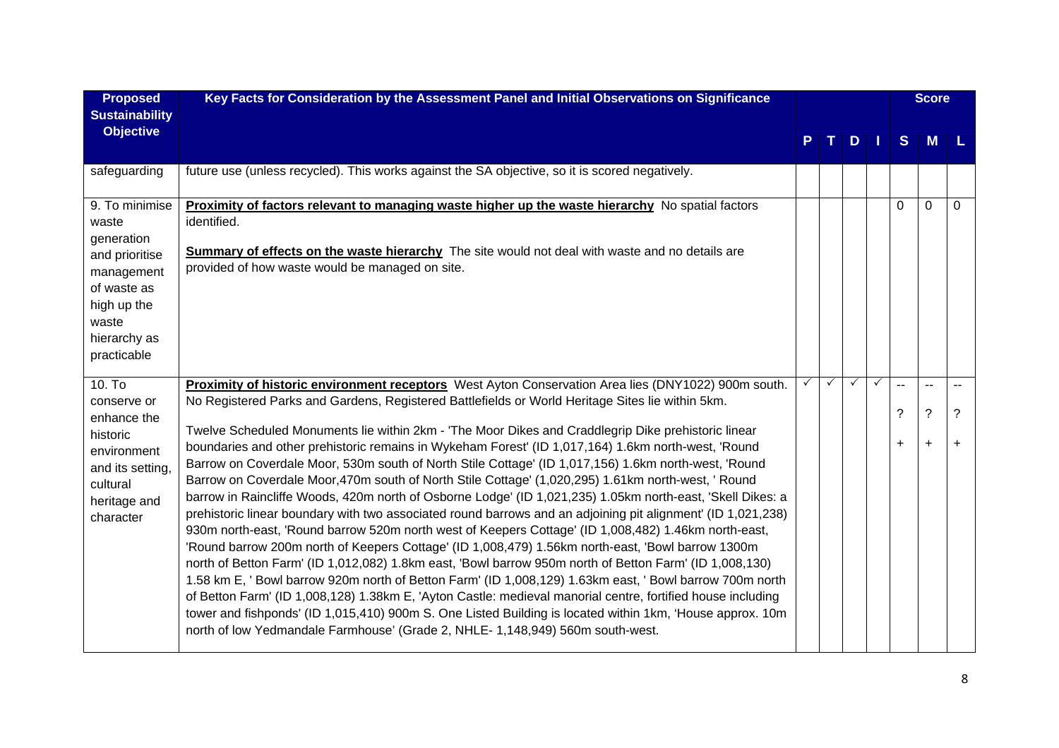| Proposed Sustainability Objective | Key Facts for Consideration by the Assessment Panel and Initial Observations on Significance | P | T | D | I | S | M | L |
|---|---|---|---|---|---|---|---|---|
| safeguarding | future use (unless recycled). This works against the SA objective, so it is scored negatively. | | | | | | | |
| 9. To minimise waste generation and prioritise management of waste as high up the waste hierarchy as practicable | **Proximity of factors relevant to managing waste higher up the waste hierarchy** No spatial factors identified.<br><br>**Summary of effects on the waste hierarchy** The site would not deal with waste and no details are provided of how waste would be managed on site. | | | | | 0 | 0 | 0 |
| 10. To conserve or enhance the historic environment and its setting, cultural heritage and character | **Proximity of historic environment receptors** West Ayton Conservation Area lies (DNY1022) 900m south. No Registered Parks and Gardens, Registered Battlefields or World Heritage Sites lie within 5km.<br><br>Twelve Scheduled Monuments lie within 2km - 'The Moor Dikes and Craddlegrip Dike prehistoric linear boundaries and other prehistoric remains in Wykeham Forest' (ID 1,017,164) 1.6km north-west, 'Round Barrow on Coverdale Moor, 530m south of North Stile Cottage' (ID 1,017,156) 1.6km north-west, 'Round Barrow on Coverdale Moor,470m south of North Stile Cottage' (1,020,295) 1.61km north-west, ' Round barrow in Raincliffe Woods, 420m north of Osborne Lodge' (ID 1,021,235) 1.05km north-east, 'Skell Dikes: a prehistoric linear boundary with two associated round barrows and an adjoining pit alignment' (ID 1,021,238) 930m north-east, 'Round barrow 520m north west of Keepers Cottage' (ID 1,008,482) 1.46km north-east, 'Round barrow 200m north of Keepers Cottage' (ID 1,008,479) 1.56km north-east, 'Bowl barrow 1300m north of Betton Farm' (ID 1,012,082) 1.8km east, 'Bowl barrow 950m north of Betton Farm' (ID 1,008,130) 1.58 km E, ' Bowl barrow 920m north of Betton Farm' (ID 1,008,129) 1.63km east, ' Bowl barrow 700m north of Betton Farm' (ID 1,008,128) 1.38km E, 'Ayton Castle: medieval manorial centre, fortified house including tower and fishponds' (ID 1,015,410) 900m S. One Listed Building is located within 1km, 'House approx. 10m north of low Yedmandale Farmhouse' (Grade 2, NHLE- 1,148,949) 560m south-west. | ✓ | ✓ | ✓ | ✓ | --<br>?<br>+ | --<br>?<br>+ | --<br>?<br>+ |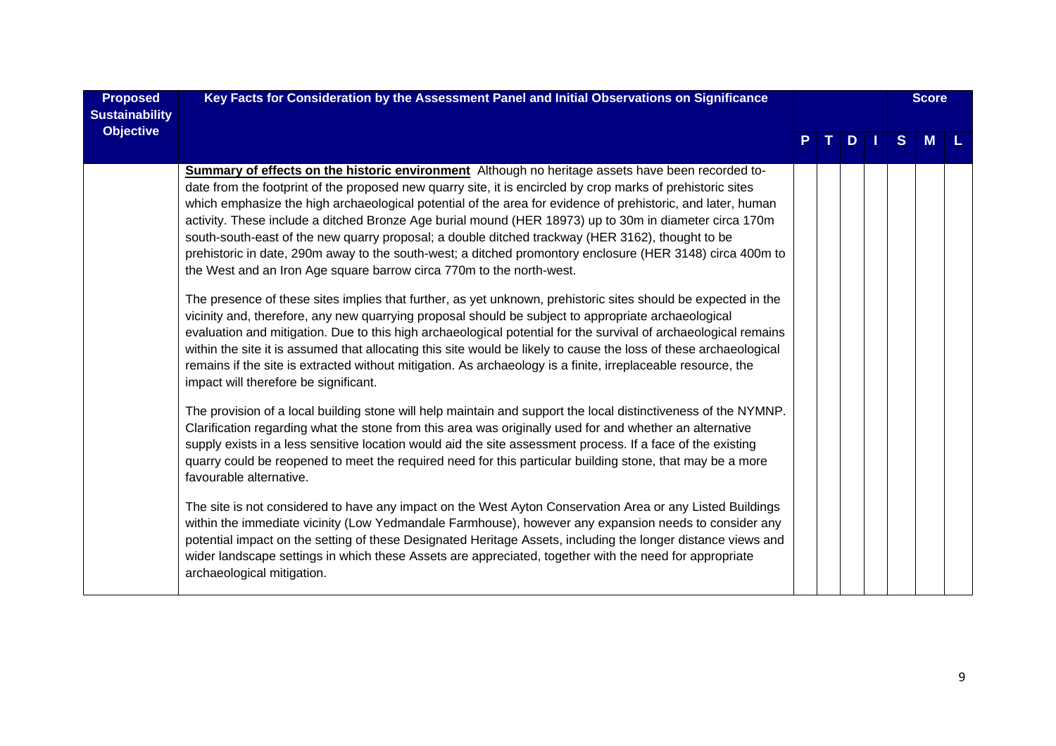| Proposed Sustainability Objective | Key Facts for Consideration by the Assessment Panel and Initial Observations on Significance | | | | | Score | | |
|---|---|---|---|---|---|---|---|---|
| | | P | T | D | I | S | M | L |
| | **Summary of effects on the historic environment** Although no heritage assets have been recorded to-date from the footprint of the proposed new quarry site, it is encircled by crop marks of prehistoric sites which emphasize the high archaeological potential of the area for evidence of prehistoric, and later, human activity. These include a ditched Bronze Age burial mound (HER 18973) up to 30m in diameter circa 170m south-south-east of the new quarry proposal; a double ditched trackway (HER 3162), thought to be prehistoric in date, 290m away to the south-west; a ditched promontory enclosure (HER 3148) circa 400m to the West and an Iron Age square barrow circa 770m to the north-west.<br><br>The presence of these sites implies that further, as yet unknown, prehistoric sites should be expected in the vicinity and, therefore, any new quarrying proposal should be subject to appropriate archaeological evaluation and mitigation. Due to this high archaeological potential for the survival of archaeological remains within the site it is assumed that allocating this site would be likely to cause the loss of these archaeological remains if the site is extracted without mitigation. As archaeology is a finite, irreplaceable resource, the impact will therefore be significant.<br><br>The provision of a local building stone will help maintain and support the local distinctiveness of the NYMNP. Clarification regarding what the stone from this area was originally used for and whether an alternative supply exists in a less sensitive location would aid the site assessment process. If a face of the existing quarry could be reopened to meet the required need for this particular building stone, that may be a more favourable alternative.<br><br>The site is not considered to have any impact on the West Ayton Conservation Area or any Listed Buildings within the immediate vicinity (Low Yedmandale Farmhouse), however any expansion needs to consider any potential impact on the setting of these Designated Heritage Assets, including the longer distance views and wider landscape settings in which these Assets are appreciated, together with the need for appropriate archaeological mitigation. | | | | | | | |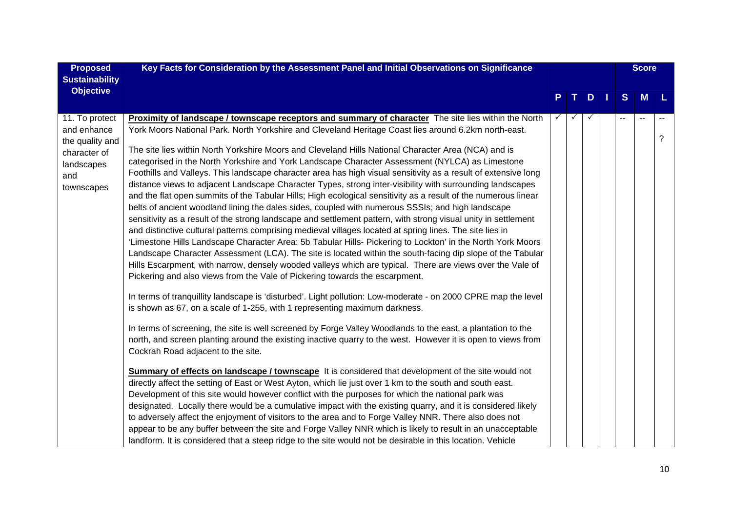| Proposed Sustainability Objective | Key Facts for Consideration by the Assessment Panel and Initial Observations on Significance | P | T | D | I | Score S | Score M | Score L |
|---|---|---|---|---|---|---|---|---|
| 11. To protect and enhance the quality and character of landscapes and townscapes | **Proximity of landscape / townscape receptors and summary of character** The site lies within the North York Moors National Park. North Yorkshire and Cleveland Heritage Coast lies around 6.2km north-east.<br><br>The site lies within North Yorkshire Moors and Cleveland Hills National Character Area (NCA) and is categorised in the North Yorkshire and York Landscape Character Assessment (NYLCA) as Limestone Foothills and Valleys. This landscape character area has high visual sensitivity as a result of extensive long distance views to adjacent Landscape Character Types, strong inter-visibility with surrounding landscapes and the flat open summits of the Tabular Hills; High ecological sensitivity as a result of the numerous linear belts of ancient woodland lining the dales sides, coupled with numerous SSSIs; and high landscape sensitivity as a result of the strong landscape and settlement pattern, with strong visual unity in settlement and distinctive cultural patterns comprising medieval villages located at spring lines. The site lies in 'Limestone Hills Landscape Character Area: 5b Tabular Hills- Pickering to Lockton' in the North York Moors Landscape Character Assessment (LCA). The site is located within the south-facing dip slope of the Tabular Hills Escarpment, with narrow, densely wooded valleys which are typical. There are views over the Vale of Pickering and also views from the Vale of Pickering towards the escarpment.<br><br>In terms of tranquillity landscape is 'disturbed'. Light pollution: Low-moderate - on 2000 CPRE map the level is shown as 67, on a scale of 1-255, with 1 representing maximum darkness.<br><br>In terms of screening, the site is well screened by Forge Valley Woodlands to the east, a plantation to the north, and screen planting around the existing inactive quarry to the west. However it is open to views from Cockrah Road adjacent to the site.<br><br>**Summary of effects on landscape / townscape** It is considered that development of the site would not directly affect the setting of East or West Ayton, which lie just over 1 km to the south and south east. Development of this site would however conflict with the purposes for which the national park was designated. Locally there would be a cumulative impact with the existing quarry, and it is considered likely to adversely affect the enjoyment of visitors to the area and to Forge Valley NNR. There also does not appear to be any buffer between the site and Forge Valley NNR which is likely to result in an unacceptable landform. It is considered that a steep ridge to the site would not be desirable in this location. Vehicle | ✓ | ✓ | ✓ | | -- | -- | --<br><br>? |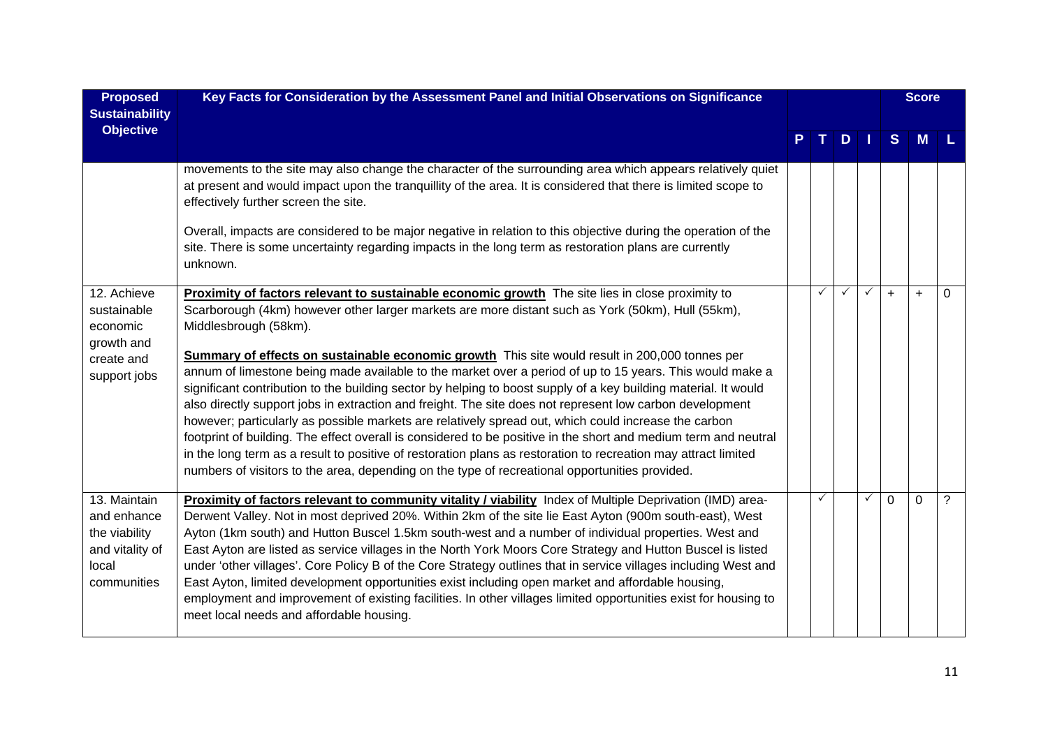| Proposed Sustainability Objective | Key Facts for Consideration by the Assessment Panel and Initial Observations on Significance | P | T | D | I | Score S | M | L |
|---|---|---|---|---|---|---|---|---|
| | movements to the site may also change the character of the surrounding area which appears relatively quiet at present and would impact upon the tranquillity of the area. It is considered that there is limited scope to effectively further screen the site.<br><br>Overall, impacts are considered to be major negative in relation to this objective during the operation of the site. There is some uncertainty regarding impacts in the long term as restoration plans are currently unknown. | | | | | | | |
| 12. Achieve sustainable economic growth and create and support jobs | **Proximity of factors relevant to sustainable economic growth** The site lies in close proximity to Scarborough (4km) however other larger markets are more distant such as York (50km), Hull (55km), Middlesbrough (58km).<br><br>**Summary of effects on sustainable economic growth** This site would result in 200,000 tonnes per annum of limestone being made available to the market over a period of up to 15 years. This would make a significant contribution to the building sector by helping to boost supply of a key building material. It would also directly support jobs in extraction and freight. The site does not represent low carbon development however; particularly as possible markets are relatively spread out, which could increase the carbon footprint of building. The effect overall is considered to be positive in the short and medium term and neutral in the long term as a result to positive of restoration plans as restoration to recreation may attract limited numbers of visitors to the area, depending on the type of recreational opportunities provided. | | ✓ | ✓ | ✓ | + | + | 0 |
| 13. Maintain and enhance the viability and vitality of local communities | **Proximity of factors relevant to community vitality / viability** Index of Multiple Deprivation (IMD) area- Derwent Valley. Not in most deprived 20%. Within 2km of the site lie East Ayton (900m south-east), West Ayton (1km south) and Hutton Buscel 1.5km south-west and a number of individual properties. West and East Ayton are listed as service villages in the North York Moors Core Strategy and Hutton Buscel is listed under 'other villages'. Core Policy B of the Core Strategy outlines that in service villages including West and East Ayton, limited development opportunities exist including open market and affordable housing, employment and improvement of existing facilities. In other villages limited opportunities exist for housing to meet local needs and affordable housing. | | ✓ | | ✓ | 0 | 0 | ? |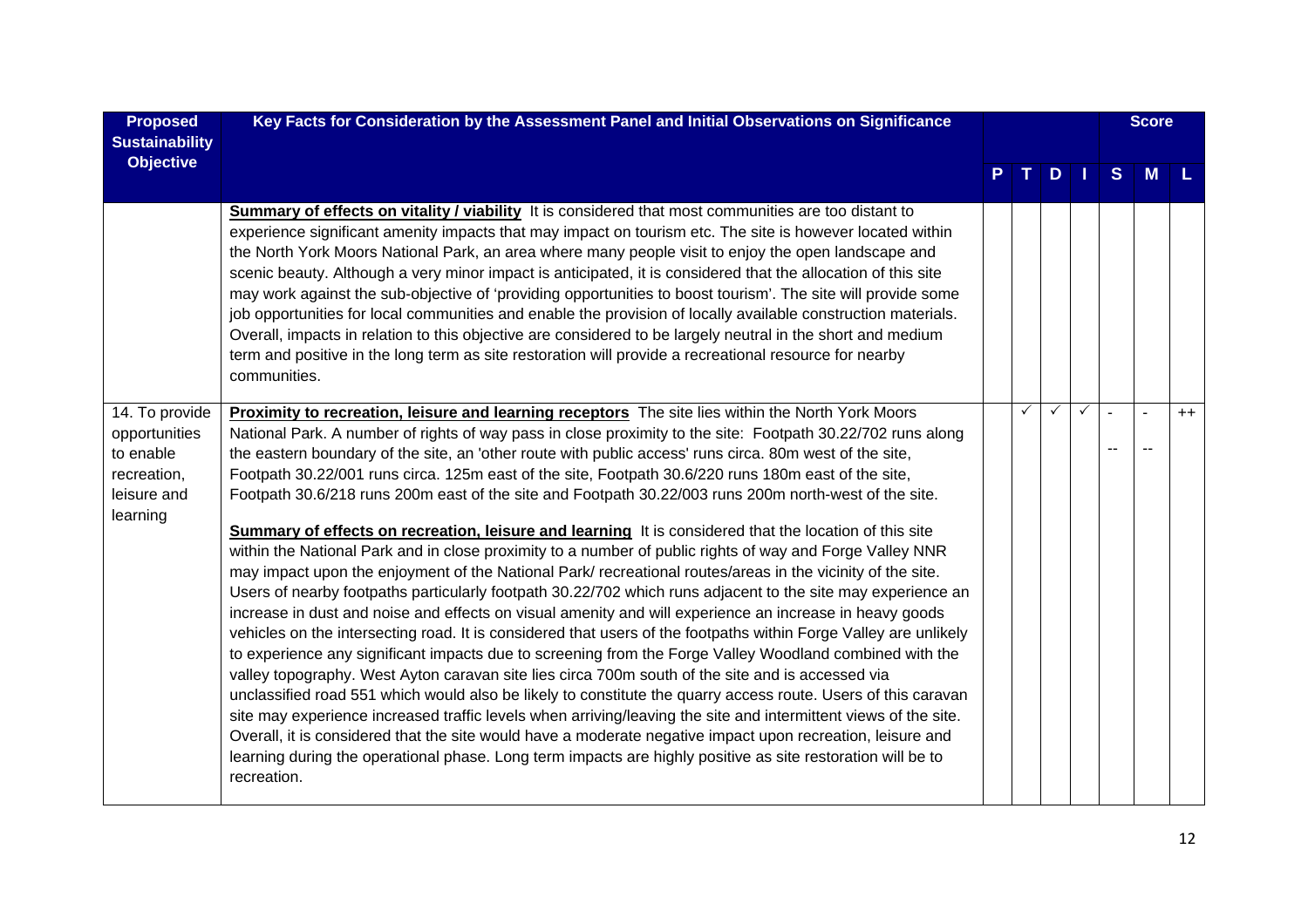| Proposed Sustainability Objective | Key Facts for Consideration by the Assessment Panel and Initial Observations on Significance | P | T | D | I | Score S | Score M | Score L |
|---|---|---|---|---|---|---|---|---|
| | **Summary of effects on vitality / viability** It is considered that most communities are too distant to experience significant amenity impacts that may impact on tourism etc. The site is however located within the North York Moors National Park, an area where many people visit to enjoy the open landscape and scenic beauty. Although a very minor impact is anticipated, it is considered that the allocation of this site may work against the sub-objective of 'providing opportunities to boost tourism'. The site will provide some job opportunities for local communities and enable the provision of locally available construction materials. Overall, impacts in relation to this objective are considered to be largely neutral in the short and medium term and positive in the long term as site restoration will provide a recreational resource for nearby communities. | | | | | | | |
| 14. To provide opportunities to enable recreation, leisure and learning | **Proximity to recreation, leisure and learning receptors** The site lies within the North York Moors National Park. A number of rights of way pass in close proximity to the site: Footpath 30.22/702 runs along the eastern boundary of the site, an 'other route with public access' runs circa. 80m west of the site, Footpath 30.22/001 runs circa. 125m east of the site, Footpath 30.6/220 runs 180m east of the site, Footpath 30.6/218 runs 200m east of the site and Footpath 30.22/003 runs 200m north-west of the site.<br><br>**Summary of effects on recreation, leisure and learning** It is considered that the location of this site within the National Park and in close proximity to a number of public rights of way and Forge Valley NNR may impact upon the enjoyment of the National Park/ recreational routes/areas in the vicinity of the site. Users of nearby footpaths particularly footpath 30.22/702 which runs adjacent to the site may experience an increase in dust and noise and effects on visual amenity and will experience an increase in heavy goods vehicles on the intersecting road. It is considered that users of the footpaths within Forge Valley are unlikely to experience any significant impacts due to screening from the Forge Valley Woodland combined with the valley topography. West Ayton caravan site lies circa 700m south of the site and is accessed via unclassified road 551 which would also be likely to constitute the quarry access route. Users of this caravan site may experience increased traffic levels when arriving/leaving the site and intermittent views of the site. Overall, it is considered that the site would have a moderate negative impact upon recreation, leisure and learning during the operational phase. Long term impacts are highly positive as site restoration will be to recreation. | | ✓ | ✓ | ✓ | -<br>-- | -<br>-- | ++ |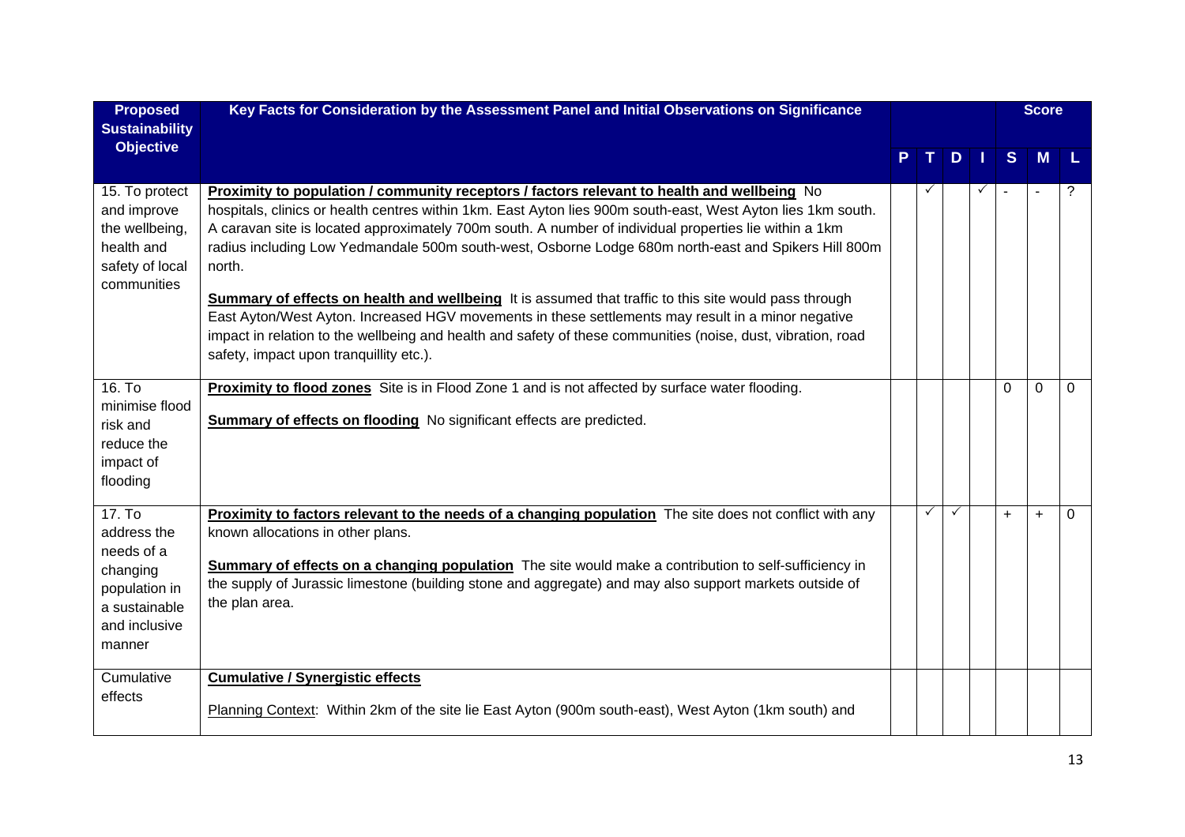| Proposed Sustainability Objective | Key Facts for Consideration by the Assessment Panel and Initial Observations on Significance | P | T | D | I | S | M | L |
|---|---|---|---|---|---|---|---|---|
| | | | | | | Score | | |
| 15. To protect and improve the wellbeing, health and safety of local communities | **Proximity to population / community receptors / factors relevant to health and wellbeing** No hospitals, clinics or health centres within 1km. East Ayton lies 900m south-east, West Ayton lies 1km south. A caravan site is located approximately 700m south. A number of individual properties lie within a 1km radius including Low Yedmandale 500m south-west, Osborne Lodge 680m north-east and Spikers Hill 800m north.<br><br>**Summary of effects on health and wellbeing** It is assumed that traffic to this site would pass through East Ayton/West Ayton. Increased HGV movements in these settlements may result in a minor negative impact in relation to the wellbeing and health and safety of these communities (noise, dust, vibration, road safety, impact upon tranquillity etc.). | | ✓ | | ✓ | - | - | ? |
| 16. To minimise flood risk and reduce the impact of flooding | **Proximity to flood zones** Site is in Flood Zone 1 and is not affected by surface water flooding.<br><br>**Summary of effects on flooding** No significant effects are predicted. | | | | | 0 | 0 | 0 |
| 17. To address the needs of a changing population in a sustainable and inclusive manner | **Proximity to factors relevant to the needs of a changing population** The site does not conflict with any known allocations in other plans.<br><br>**Summary of effects on a changing population** The site would make a contribution to self-sufficiency in the supply of Jurassic limestone (building stone and aggregate) and may also support markets outside of the plan area. | | ✓ | ✓ | | + | + | 0 |
| Cumulative effects | **Cumulative / Synergistic effects**<br><br>Planning Context: Within 2km of the site lie East Ayton (900m south-east), West Ayton (1km south) and | | | | | | | |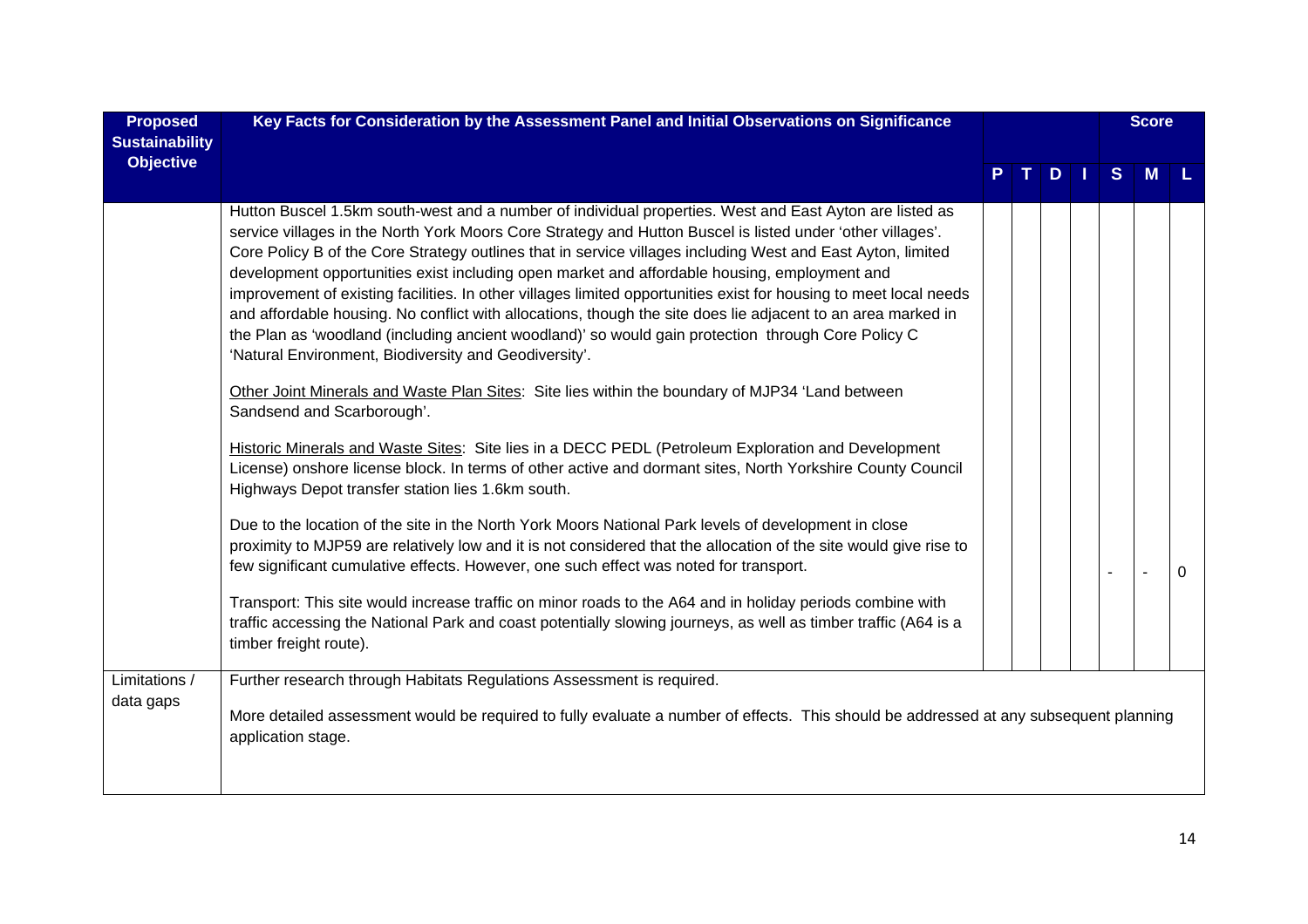| Proposed Sustainability Objective | Key Facts for Consideration by the Assessment Panel and Initial Observations on Significance | P | T | D | I | Score S | M | L |
|---|---|---|---|---|---|---|---|---|
| | Hutton Buscel 1.5km south-west and a number of individual properties. West and East Ayton are listed as service villages in the North York Moors Core Strategy and Hutton Buscel is listed under 'other villages'. Core Policy B of the Core Strategy outlines that in service villages including West and East Ayton, limited development opportunities exist including open market and affordable housing, employment and improvement of existing facilities. In other villages limited opportunities exist for housing to meet local needs and affordable housing. No conflict with allocations, though the site does lie adjacent to an area marked in the Plan as 'woodland (including ancient woodland)' so would gain protection through Core Policy C 'Natural Environment, Biodiversity and Geodiversity'.<br><br><u>Other Joint Minerals and Waste Plan Sites</u>: Site lies within the boundary of MJP34 'Land between Sandsend and Scarborough'.<br><br><u>Historic Minerals and Waste Sites</u>: Site lies in a DECC PEDL (Petroleum Exploration and Development License) onshore license block. In terms of other active and dormant sites, North Yorkshire County Council Highways Depot transfer station lies 1.6km south.<br><br>Due to the location of the site in the North York Moors National Park levels of development in close proximity to MJP59 are relatively low and it is not considered that the allocation of the site would give rise to few significant cumulative effects. However, one such effect was noted for transport.<br><br>Transport: This site would increase traffic on minor roads to the A64 and in holiday periods combine with traffic accessing the National Park and coast potentially slowing journeys, as well as timber traffic (A64 is a timber freight route). | | | | | - | - | 0 |
| Limitations / data gaps | Further research through Habitats Regulations Assessment is required.<br><br>More detailed assessment would be required to fully evaluate a number of effects. This should be addressed at any subsequent planning application stage. | | | | | | | |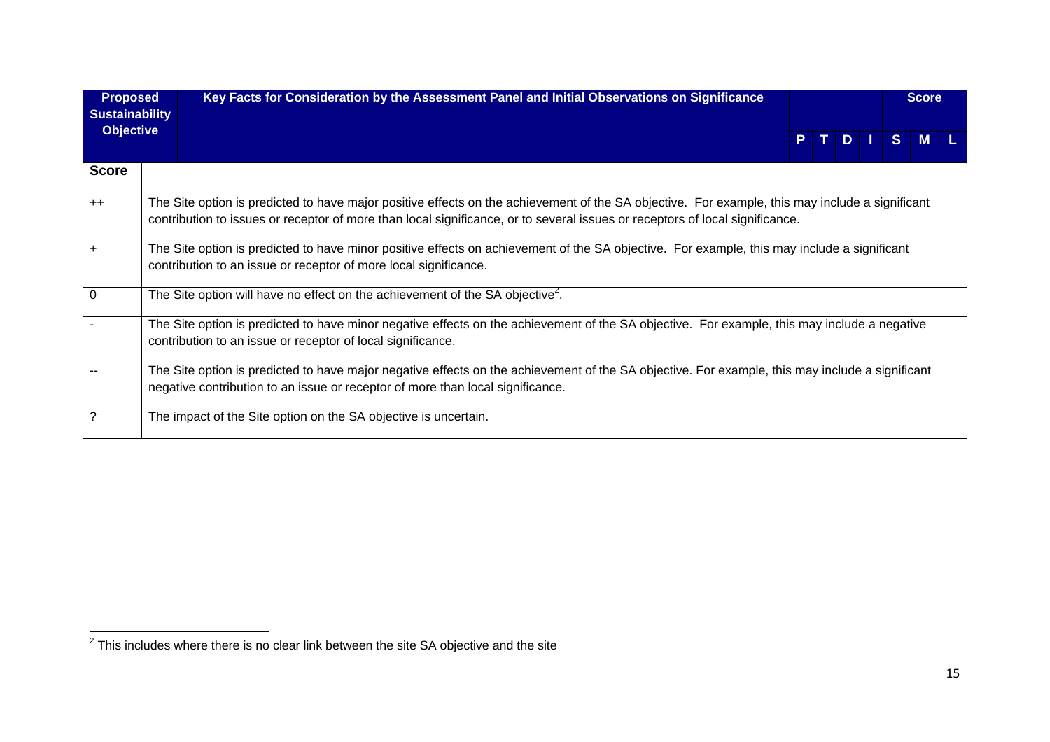| Proposed Sustainability Objective | Key Facts for Consideration by the Assessment Panel and Initial Observations on Significance | | | | | Score | | |
|---|---|---|---|---|---|---|---|---|
| | | P | T | D | I | S | M | L |

| Score | |
|---|---|
| ++ | The Site option is predicted to have major positive effects on the achievement of the SA objective. For example, this may include a significant contribution to issues or receptor of more than local significance, or to several issues or receptors of local significance. |
| + | The Site option is predicted to have minor positive effects on achievement of the SA objective. For example, this may include a significant contribution to an issue or receptor of more local significance. |
| 0 | The Site option will have no effect on the achievement of the SA objective[2]. |
| - | The Site option is predicted to have minor negative effects on the achievement of the SA objective. For example, this may include a negative contribution to an issue or receptor of local significance. |
| -- | The Site option is predicted to have major negative effects on the achievement of the SA objective. For example, this may include a significant negative contribution to an issue or receptor of more than local significance. |
| ? | The impact of the Site option on the SA objective is uncertain. |

[2] This includes where there is no clear link between the site SA objective and the site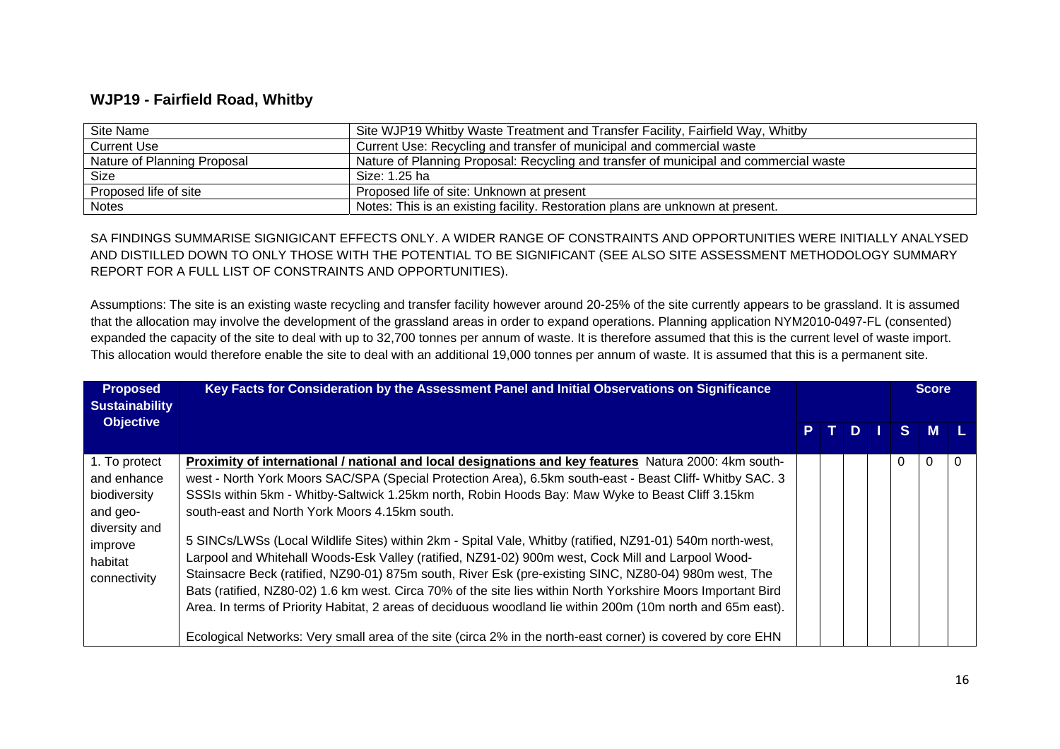## WJP19 - Fairfield Road, Whitby

| Site Name | Site WJP19 Whitby Waste Treatment and Transfer Facility, Fairfield Way, Whitby |
|---|---|
| Current Use | Current Use: Recycling and transfer of municipal and commercial waste |
| Nature of Planning Proposal | Nature of Planning Proposal: Recycling and transfer of municipal and commercial waste |
| Size | Size: 1.25 ha |
| Proposed life of site | Proposed life of site: Unknown at present |
| Notes | Notes: This is an existing facility. Restoration plans are unknown at present. |

SA FINDINGS SUMMARISE SIGNIGICANT EFFECTS ONLY. A WIDER RANGE OF CONSTRAINTS AND OPPORTUNITIES WERE INITIALLY ANALYSED AND DISTILLED DOWN TO ONLY THOSE WITH THE POTENTIAL TO BE SIGNIFICANT (SEE ALSO SITE ASSESSMENT METHODOLOGY SUMMARY REPORT FOR A FULL LIST OF CONSTRAINTS AND OPPORTUNITIES).

Assumptions: The site is an existing waste recycling and transfer facility however around 20-25% of the site currently appears to be grassland. It is assumed that the allocation may involve the development of the grassland areas in order to expand operations. Planning application NYM2010-0497-FL (consented) expanded the capacity of the site to deal with up to 32,700 tonnes per annum of waste. It is therefore assumed that this is the current level of waste import. This allocation would therefore enable the site to deal with an additional 19,000 tonnes per annum of waste. It is assumed that this is a permanent site.

| Proposed Sustainability Objective | Key Facts for Consideration by the Assessment Panel and Initial Observations on Significance | | | | | Score | | |
|---|---|---|---|---|---|---|---|---|
| | | P | T | D | I | S | M | L |
| 1. To protect and enhance biodiversity and geo-diversity and improve habitat connectivity | **Proximity of international / national and local designations and key features** Natura 2000: 4km south-west - North York Moors SAC/SPA (Special Protection Area), 6.5km south-east - Beast Cliff- Whitby SAC. 3 SSSIs within 5km - Whitby-Saltwick 1.25km north, Robin Hoods Bay: Maw Wyke to Beast Cliff 3.15km south-east and North York Moors 4.15km south.<br><br>5 SINCs/LWSs (Local Wildlife Sites) within 2km - Spital Vale, Whitby (ratified, NZ91-01) 540m north-west, Larpool and Whitehall Woods-Esk Valley (ratified, NZ91-02) 900m west, Cock Mill and Larpool Wood-Stainsacre Beck (ratified, NZ90-01) 875m south, River Esk (pre-existing SINC, NZ80-04) 980m west, The Bats (ratified, NZ80-02) 1.6 km west. Circa 70% of the site lies within North Yorkshire Moors Important Bird Area. In terms of Priority Habitat, 2 areas of deciduous woodland lie within 200m (10m north and 65m east).<br><br>Ecological Networks: Very small area of the site (circa 2% in the north-east corner) is covered by core EHN | | | | | 0 | 0 | 0 |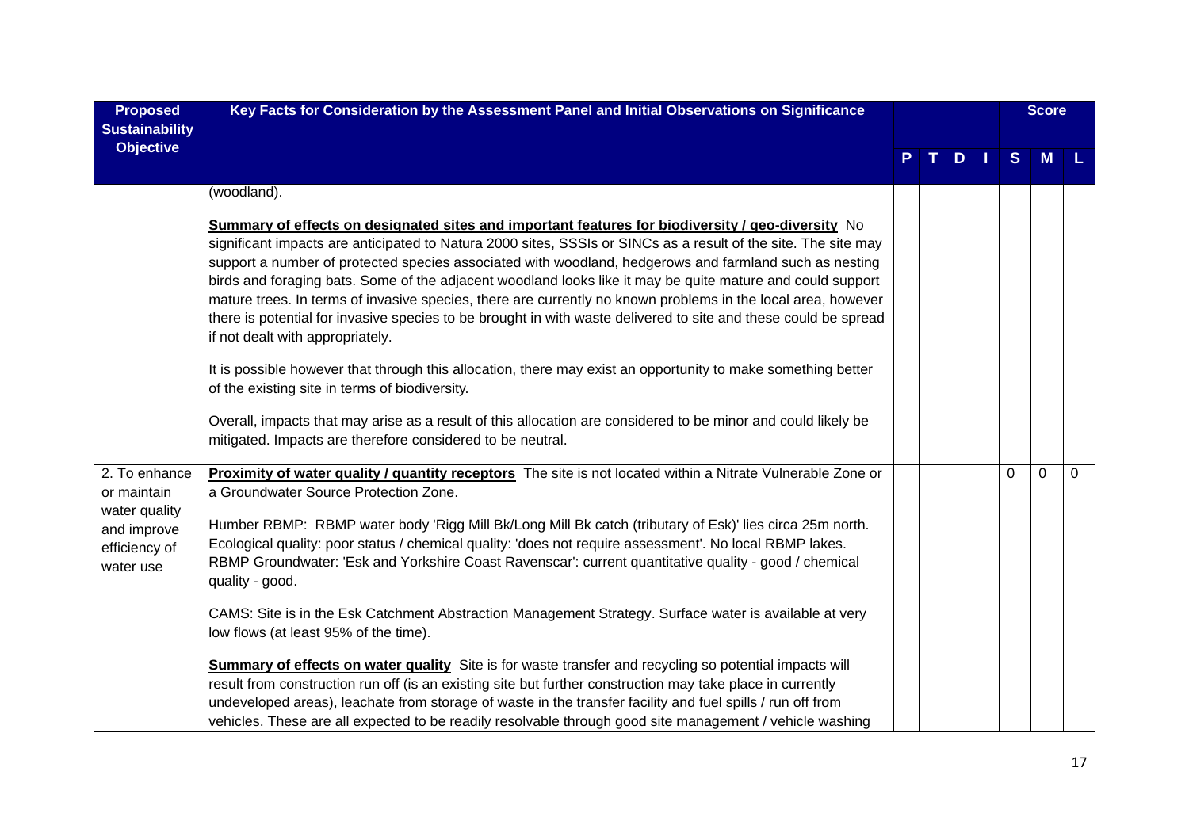| Proposed Sustainability Objective | Key Facts for Consideration by the Assessment Panel and Initial Observations on Significance | P | T | D | I | S | M | L |
|---|---|---|---|---|---|---|---|---|
| | (woodland).<br><br>**Summary of effects on designated sites and important features for biodiversity / geo-diversity** No significant impacts are anticipated to Natura 2000 sites, SSSIs or SINCs as a result of the site. The site may support a number of protected species associated with woodland, hedgerows and farmland such as nesting birds and foraging bats. Some of the adjacent woodland looks like it may be quite mature and could support mature trees. In terms of invasive species, there are currently no known problems in the local area, however there is potential for invasive species to be brought in with waste delivered to site and these could be spread if not dealt with appropriately.<br><br>It is possible however that through this allocation, there may exist an opportunity to make something better of the existing site in terms of biodiversity.<br><br>Overall, impacts that may arise as a result of this allocation are considered to be minor and could likely be mitigated. Impacts are therefore considered to be neutral. | | | | | | | |
| 2. To enhance or maintain water quality and improve efficiency of water use | **Proximity of water quality / quantity receptors** The site is not located within a Nitrate Vulnerable Zone or a Groundwater Source Protection Zone.<br><br>Humber RBMP: RBMP water body 'Rigg Mill Bk/Long Mill Bk catch (tributary of Esk)' lies circa 25m north. Ecological quality: poor status / chemical quality: 'does not require assessment'. No local RBMP lakes. RBMP Groundwater: 'Esk and Yorkshire Coast Ravenscar': current quantitative quality - good / chemical quality - good.<br><br>CAMS: Site is in the Esk Catchment Abstraction Management Strategy. Surface water is available at very low flows (at least 95% of the time).<br><br>**Summary of effects on water quality** Site is for waste transfer and recycling so potential impacts will result from construction run off (is an existing site but further construction may take place in currently undeveloped areas), leachate from storage of waste in the transfer facility and fuel spills / run off from vehicles. These are all expected to be readily resolvable through good site management / vehicle washing | | | | | 0 | 0 | 0 |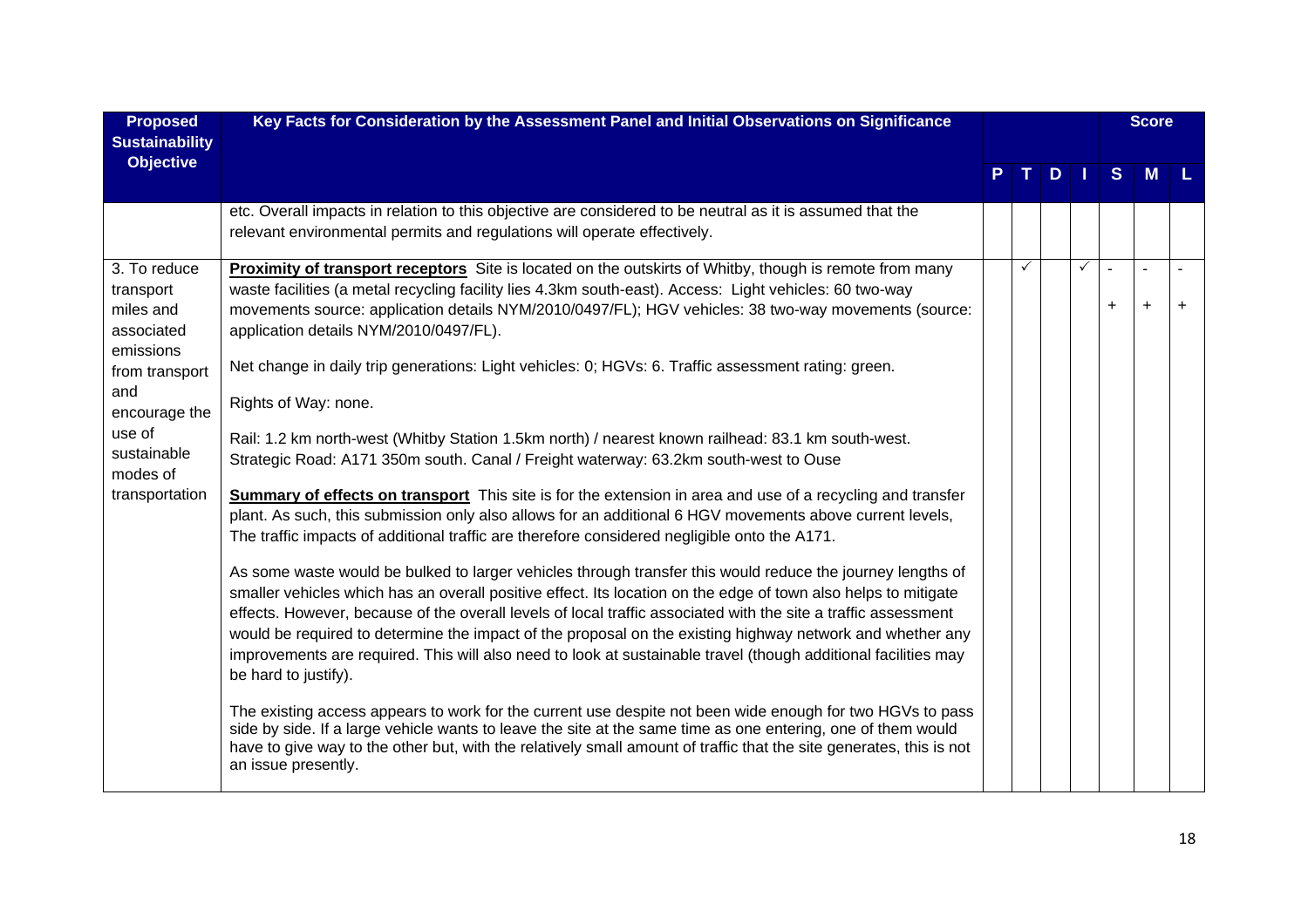| Proposed Sustainability Objective | Key Facts for Consideration by the Assessment Panel and Initial Observations on Significance | P | T | D | I | Score S | M | L |
|---|---|---|---|---|---|---|---|---|
| | etc. Overall impacts in relation to this objective are considered to be neutral as it is assumed that the relevant environmental permits and regulations will operate effectively. | | | | | | | |
| 3. To reduce transport miles and associated emissions from transport and encourage the use of sustainable modes of transportation | **Proximity of transport receptors** Site is located on the outskirts of Whitby, though is remote from many waste facilities (a metal recycling facility lies 4.3km south-east). Access: Light vehicles: 60 two-way movements source: application details NYM/2010/0497/FL); HGV vehicles: 38 two-way movements (source: application details NYM/2010/0497/FL).<br><br>Net change in daily trip generations: Light vehicles: 0; HGVs: 6. Traffic assessment rating: green.<br><br>Rights of Way: none.<br><br>Rail: 1.2 km north-west (Whitby Station 1.5km north) / nearest known railhead: 83.1 km south-west. Strategic Road: A171 350m south. Canal / Freight waterway: 63.2km south-west to Ouse<br><br>**Summary of effects on transport** This site is for the extension in area and use of a recycling and transfer plant. As such, this submission only also allows for an additional 6 HGV movements above current levels, The traffic impacts of additional traffic are therefore considered negligible onto the A171.<br><br>As some waste would be bulked to larger vehicles through transfer this would reduce the journey lengths of smaller vehicles which has an overall positive effect. Its location on the edge of town also helps to mitigate effects. However, because of the overall levels of local traffic associated with the site a traffic assessment would be required to determine the impact of the proposal on the existing highway network and whether any improvements are required. This will also need to look at sustainable travel (though additional facilities may be hard to justify).<br><br>The existing access appears to work for the current use despite not been wide enough for two HGVs to pass side by side. If a large vehicle wants to leave the site at the same time as one entering, one of them would have to give way to the other but, with the relatively small amount of traffic that the site generates, this is not an issue presently. | | ✓ | | ✓ | -<br>+ | -<br>+ | -<br>+ |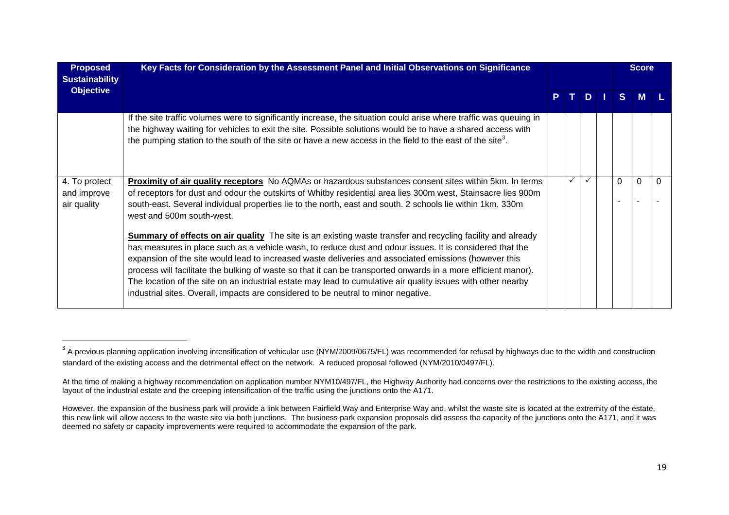| Proposed Sustainability Objective | Key Facts for Consideration by the Assessment Panel and Initial Observations on Significance | P | T | D | I | S | M | L |
|---|---|---|---|---|---|---|---|---|
| | If the site traffic volumes were to significantly increase, the situation could arise where traffic was queuing in the highway waiting for vehicles to exit the site. Possible solutions would be to have a shared access with the pumping station to the south of the site or have a new access in the field to the east of the site[3]. | | | | | | | |
| 4. To protect and improve air quality | **Proximity of air quality receptors** No AQMAs or hazardous substances consent sites within 5km. In terms of receptors for dust and odour the outskirts of Whitby residential area lies 300m west, Stainsacre lies 900m south-east. Several individual properties lie to the north, east and south. 2 schools lie within 1km, 330m west and 500m south-west.<br><br>**Summary of effects on air quality** The site is an existing waste transfer and recycling facility and already has measures in place such as a vehicle wash, to reduce dust and odour issues. It is considered that the expansion of the site would lead to increased waste deliveries and associated emissions (however this process will facilitate the bulking of waste so that it can be transported onwards in a more efficient manor). The location of the site on an industrial estate may lead to cumulative air quality issues with other nearby industrial sites. Overall, impacts are considered to be neutral to minor negative. | | ✓ | ✓ | | 0<br>- | 0<br>- | 0<br>- |

[3] A previous planning application involving intensification of vehicular use (NYM/2009/0675/FL) was recommended for refusal by highways due to the width and construction standard of the existing access and the detrimental effect on the network. A reduced proposal followed (NYM/2010/0497/FL).

At the time of making a highway recommendation on application number NYM10/497/FL, the Highway Authority had concerns over the restrictions to the existing access, the layout of the industrial estate and the creeping intensification of the traffic using the junctions onto the A171.

However, the expansion of the business park will provide a link between Fairfield Way and Enterprise Way and, whilst the waste site is located at the extremity of the estate, this new link will allow access to the waste site via both junctions. The business park expansion proposals did assess the capacity of the junctions onto the A171, and it was deemed no safety or capacity improvements were required to accommodate the expansion of the park.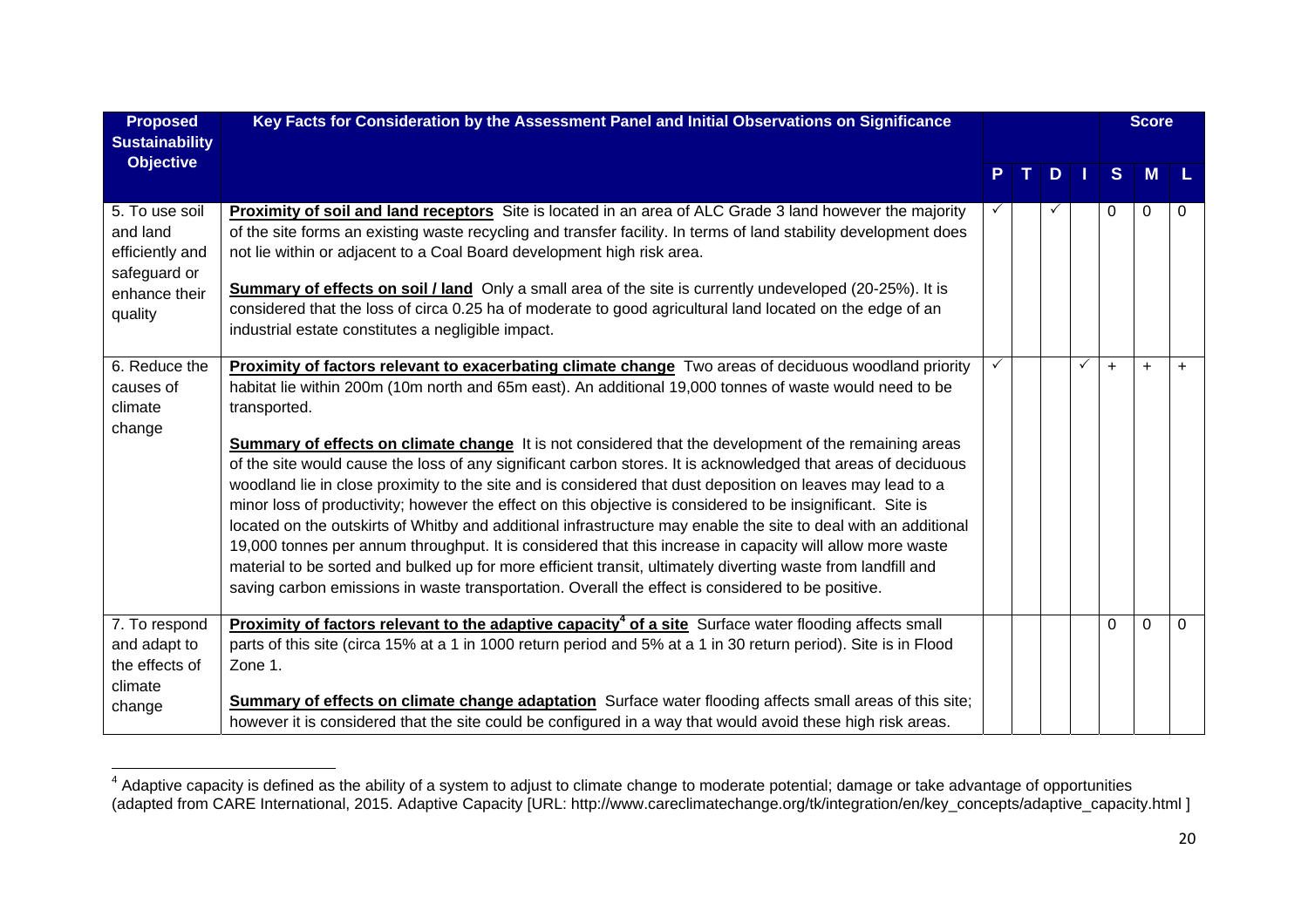| Proposed Sustainability Objective | Key Facts for Consideration by the Assessment Panel and Initial Observations on Significance | P | T | D | I | S | M | L |
|---|---|---|---|---|---|---|---|---|
| | | | | | | **Score** | | |
| 5. To use soil and land efficiently and safeguard or enhance their quality | **Proximity of soil and land receptors** Site is located in an area of ALC Grade 3 land however the majority of the site forms an existing waste recycling and transfer facility. In terms of land stability development does not lie within or adjacent to a Coal Board development high risk area.<br><br>**Summary of effects on soil / land** Only a small area of the site is currently undeveloped (20-25%). It is considered that the loss of circa 0.25 ha of moderate to good agricultural land located on the edge of an industrial estate constitutes a negligible impact. | ✓ | | ✓ | | 0 | 0 | 0 |
| 6. Reduce the causes of climate change | **Proximity of factors relevant to exacerbating climate change** Two areas of deciduous woodland priority habitat lie within 200m (10m north and 65m east). An additional 19,000 tonnes of waste would need to be transported.<br><br>**Summary of effects on climate change** It is not considered that the development of the remaining areas of the site would cause the loss of any significant carbon stores. It is acknowledged that areas of deciduous woodland lie in close proximity to the site and is considered that dust deposition on leaves may lead to a minor loss of productivity; however the effect on this objective is considered to be insignificant. Site is located on the outskirts of Whitby and additional infrastructure may enable the site to deal with an additional 19,000 tonnes per annum throughput. It is considered that this increase in capacity will allow more waste material to be sorted and bulked up for more efficient transit, ultimately diverting waste from landfill and saving carbon emissions in waste transportation. Overall the effect is considered to be positive. | ✓ | | | ✓ | + | + | + |
| 7. To respond and adapt to the effects of climate change | **Proximity of factors relevant to the adaptive capacity[4] of a site** Surface water flooding affects small parts of this site (circa 15% at a 1 in 1000 return period and 5% at a 1 in 30 return period). Site is in Flood Zone 1.<br><br>**Summary of effects on climate change adaptation** Surface water flooding affects small areas of this site; however it is considered that the site could be configured in a way that would avoid these high risk areas. | | | | | 0 | 0 | 0 |

[4] Adaptive capacity is defined as the ability of a system to adjust to climate change to moderate potential; damage or take advantage of opportunities (adapted from CARE International, 2015. Adaptive Capacity [URL: http://www.careclimatechange.org/tk/integration/en/key_concepts/adaptive_capacity.html ]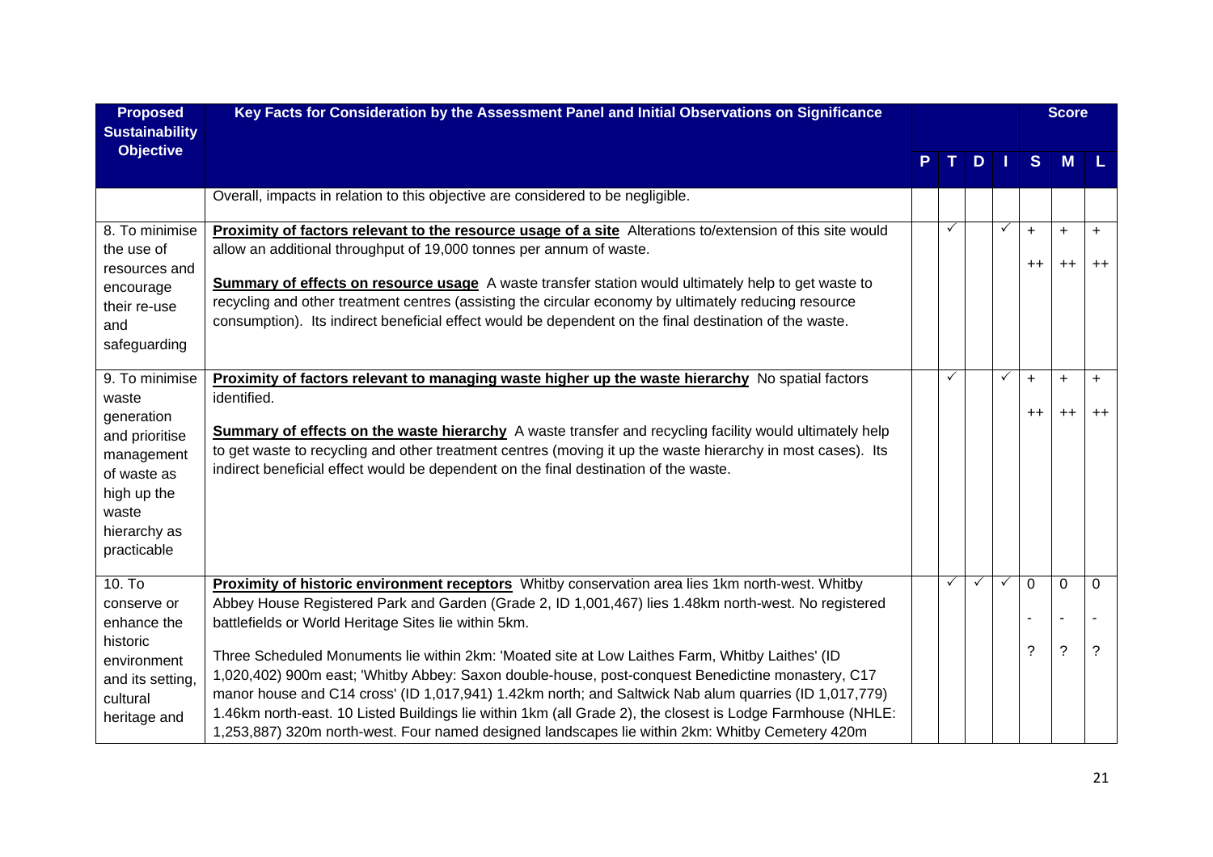| Proposed Sustainability Objective | Key Facts for Consideration by the Assessment Panel and Initial Observations on Significance | P | T | D | I | Score S | Score M | Score L |
|---|---|---|---|---|---|---|---|---|
| | Overall, impacts in relation to this objective are considered to be negligible. | | | | | | | |
| 8. To minimise the use of resources and encourage their re-use and safeguarding | **Proximity of factors relevant to the resource usage of a site** Alterations to/extension of this site would allow an additional throughput of 19,000 tonnes per annum of waste.<br><br>**Summary of effects on resource usage** A waste transfer station would ultimately help to get waste to recycling and other treatment centres (assisting the circular economy by ultimately reducing resource consumption). Its indirect beneficial effect would be dependent on the final destination of the waste. | | ✓ | | ✓ | +<br>++ | +<br>++ | +<br>++ |
| 9. To minimise waste generation and prioritise management of waste as high up the waste hierarchy as practicable | **Proximity of factors relevant to managing waste higher up the waste hierarchy** No spatial factors identified.<br><br>**Summary of effects on the waste hierarchy** A waste transfer and recycling facility would ultimately help to get waste to recycling and other treatment centres (moving it up the waste hierarchy in most cases). Its indirect beneficial effect would be dependent on the final destination of the waste. | | ✓ | | ✓ | +<br>++ | +<br>++ | +<br>++ |
| 10. To conserve or enhance the historic environment and its setting, cultural heritage and | **Proximity of historic environment receptors** Whitby conservation area lies 1km north-west. Whitby Abbey House Registered Park and Garden (Grade 2, ID 1,001,467) lies 1.48km north-west. No registered battlefields or World Heritage Sites lie within 5km.<br><br>Three Scheduled Monuments lie within 2km: 'Moated site at Low Laithes Farm, Whitby Laithes' (ID 1,020,402) 900m east; 'Whitby Abbey: Saxon double-house, post-conquest Benedictine monastery, C17 manor house and C14 cross' (ID 1,017,941) 1.42km north; and Saltwick Nab alum quarries (ID 1,017,779) 1.46km north-east. 10 Listed Buildings lie within 1km (all Grade 2), the closest is Lodge Farmhouse (NHLE: 1,253,887) 320m north-west. Four named designed landscapes lie within 2km: Whitby Cemetery 420m | | ✓ | ✓ | ✓ | 0<br>-<br>? | 0<br>-<br>? | 0<br>-<br>? |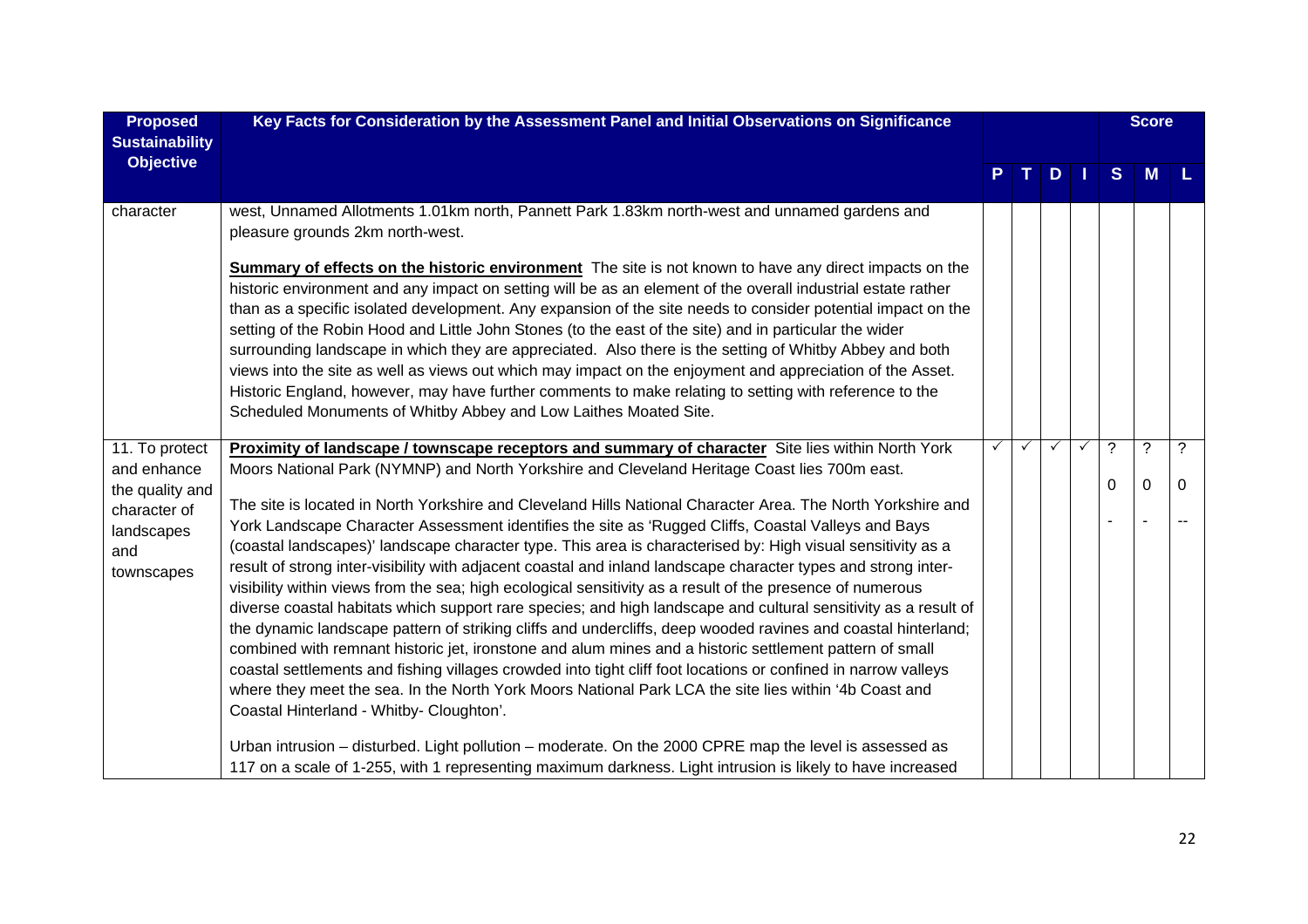| Proposed Sustainability Objective | Key Facts for Consideration by the Assessment Panel and Initial Observations on Significance | P | T | D | I | S | M | L |
|---|---|---|---|---|---|---|---|---|
| character | west, Unnamed Allotments 1.01km north, Pannett Park 1.83km north-west and unnamed gardens and pleasure grounds 2km north-west.<br><br>**Summary of effects on the historic environment** The site is not known to have any direct impacts on the historic environment and any impact on setting will be as an element of the overall industrial estate rather than as a specific isolated development. Any expansion of the site needs to consider potential impact on the setting of the Robin Hood and Little John Stones (to the east of the site) and in particular the wider surrounding landscape in which they are appreciated. Also there is the setting of Whitby Abbey and both views into the site as well as views out which may impact on the enjoyment and appreciation of the Asset. Historic England, however, may have further comments to make relating to setting with reference to the Scheduled Monuments of Whitby Abbey and Low Laithes Moated Site. | | | | | | | |
| 11. To protect and enhance the quality and character of landscapes and townscapes | **Proximity of landscape / townscape receptors and summary of character** Site lies within North York Moors National Park (NYMNP) and North Yorkshire and Cleveland Heritage Coast lies 700m east.<br><br>The site is located in North Yorkshire and Cleveland Hills National Character Area. The North Yorkshire and York Landscape Character Assessment identifies the site as 'Rugged Cliffs, Coastal Valleys and Bays (coastal landscapes)' landscape character type. This area is characterised by: High visual sensitivity as a result of strong inter-visibility with adjacent coastal and inland landscape character types and strong inter-visibility within views from the sea; high ecological sensitivity as a result of the presence of numerous diverse coastal habitats which support rare species; and high landscape and cultural sensitivity as a result of the dynamic landscape pattern of striking cliffs and undercliffs, deep wooded ravines and coastal hinterland; combined with remnant historic jet, ironstone and alum mines and a historic settlement pattern of small coastal settlements and fishing villages crowded into tight cliff foot locations or confined in narrow valleys where they meet the sea. In the North York Moors National Park LCA the site lies within '4b Coast and Coastal Hinterland - Whitby- Cloughton'.<br><br>Urban intrusion – disturbed. Light pollution – moderate. On the 2000 CPRE map the level is assessed as 117 on a scale of 1-255, with 1 representing maximum darkness. Light intrusion is likely to have increased | ✓ | ✓ | ✓ | ✓ | ?<br>0<br>- | ?<br>0<br>- | ?<br>0<br>-- |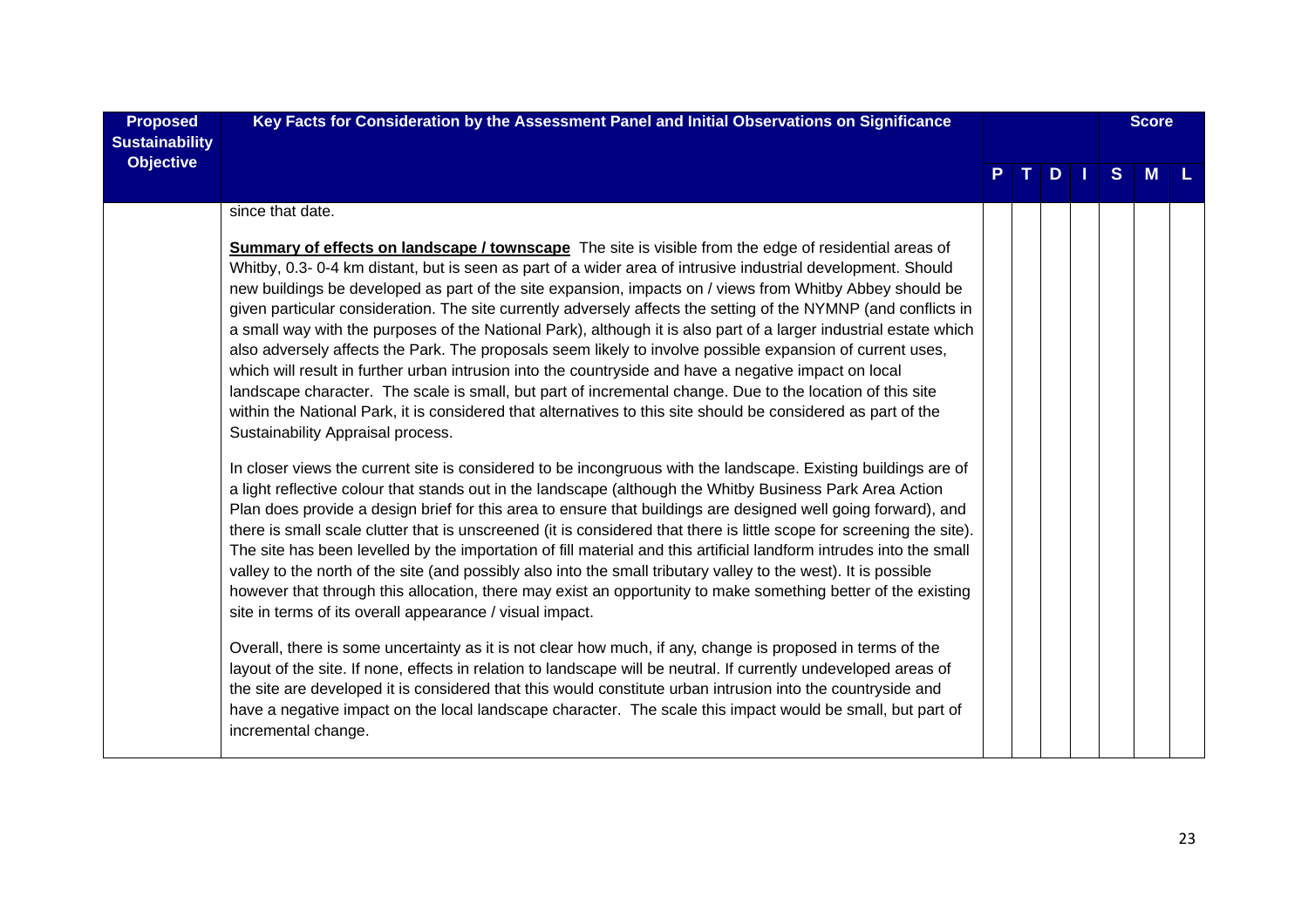| Proposed Sustainability Objective | Key Facts for Consideration by the Assessment Panel and Initial Observations on Significance | P | T | D | I | S | M | L |
|---|---|---|---|---|---|---|---|---|
| | since that date.<br><br>**Summary of effects on landscape / townscape** The site is visible from the edge of residential areas of Whitby, 0.3- 0-4 km distant, but is seen as part of a wider area of intrusive industrial development. Should new buildings be developed as part of the site expansion, impacts on / views from Whitby Abbey should be given particular consideration. The site currently adversely affects the setting of the NYMNP (and conflicts in a small way with the purposes of the National Park), although it is also part of a larger industrial estate which also adversely affects the Park. The proposals seem likely to involve possible expansion of current uses, which will result in further urban intrusion into the countryside and have a negative impact on local landscape character. The scale is small, but part of incremental change. Due to the location of this site within the National Park, it is considered that alternatives to this site should be considered as part of the Sustainability Appraisal process.<br><br>In closer views the current site is considered to be incongruous with the landscape. Existing buildings are of a light reflective colour that stands out in the landscape (although the Whitby Business Park Area Action Plan does provide a design brief for this area to ensure that buildings are designed well going forward), and there is small scale clutter that is unscreened (it is considered that there is little scope for screening the site). The site has been levelled by the importation of fill material and this artificial landform intrudes into the small valley to the north of the site (and possibly also into the small tributary valley to the west). It is possible however that through this allocation, there may exist an opportunity to make something better of the existing site in terms of its overall appearance / visual impact.<br><br>Overall, there is some uncertainty as it is not clear how much, if any, change is proposed in terms of the layout of the site. If none, effects in relation to landscape will be neutral. If currently undeveloped areas of the site are developed it is considered that this would constitute urban intrusion into the countryside and have a negative impact on the local landscape character. The scale this impact would be small, but part of incremental change. | | | | | | | |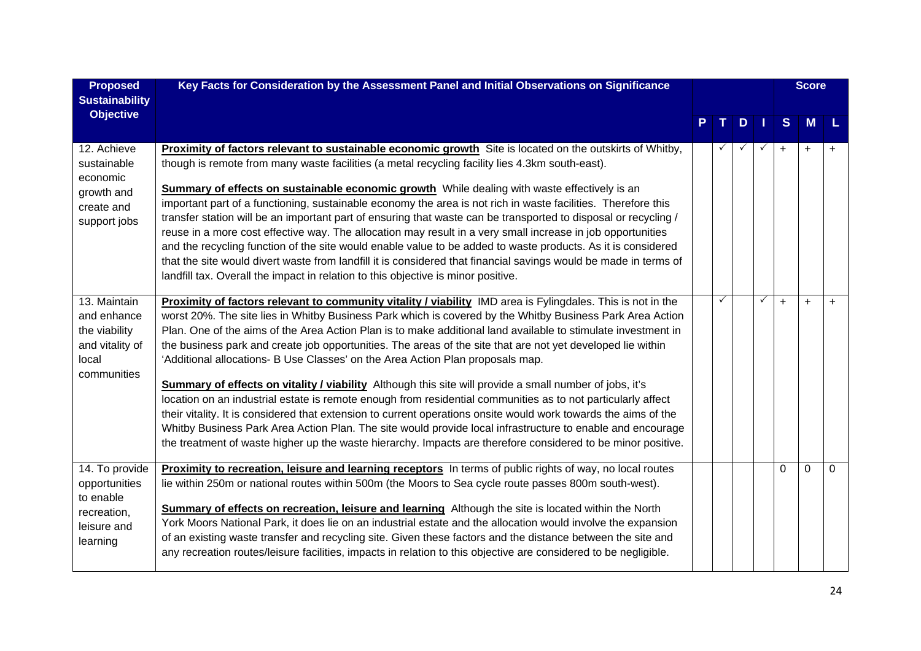| Proposed Sustainability Objective | Key Facts for Consideration by the Assessment Panel and Initial Observations on Significance | P | T | D | I | Score S | Score M | Score L |
|---|---|---|---|---|---|---|---|---|
| 12. Achieve sustainable economic growth and create and support jobs | **Proximity of factors relevant to sustainable economic growth** Site is located on the outskirts of Whitby, though is remote from many waste facilities (a metal recycling facility lies 4.3km south-east).<br><br>**Summary of effects on sustainable economic growth** While dealing with waste effectively is an important part of a functioning, sustainable economy the area is not rich in waste facilities. Therefore this transfer station will be an important part of ensuring that waste can be transported to disposal or recycling / reuse in a more cost effective way. The allocation may result in a very small increase in job opportunities and the recycling function of the site would enable value to be added to waste products. As it is considered that the site would divert waste from landfill it is considered that financial savings would be made in terms of landfill tax. Overall the impact in relation to this objective is minor positive. | | ✓ | ✓ | ✓ | + | + | + |
| 13. Maintain and enhance the viability and vitality of local communities | **Proximity of factors relevant to community vitality / viability** IMD area is Fylingdales. This is not in the worst 20%. The site lies in Whitby Business Park which is covered by the Whitby Business Park Area Action Plan. One of the aims of the Area Action Plan is to make additional land available to stimulate investment in the business park and create job opportunities. The areas of the site that are not yet developed lie within 'Additional allocations- B Use Classes' on the Area Action Plan proposals map.<br><br>**Summary of effects on vitality / viability** Although this site will provide a small number of jobs, it's location on an industrial estate is remote enough from residential communities as to not particularly affect their vitality. It is considered that extension to current operations onsite would work towards the aims of the Whitby Business Park Area Action Plan. The site would provide local infrastructure to enable and encourage the treatment of waste higher up the waste hierarchy. Impacts are therefore considered to be minor positive. | | ✓ | | ✓ | + | + | + |
| 14. To provide opportunities to enable recreation, leisure and learning | **Proximity to recreation, leisure and learning receptors** In terms of public rights of way, no local routes lie within 250m or national routes within 500m (the Moors to Sea cycle route passes 800m south-west).<br><br>**Summary of effects on recreation, leisure and learning** Although the site is located within the North York Moors National Park, it does lie on an industrial estate and the allocation would involve the expansion of an existing waste transfer and recycling site. Given these factors and the distance between the site and any recreation routes/leisure facilities, impacts in relation to this objective are considered to be negligible. | | | | | 0 | 0 | 0 |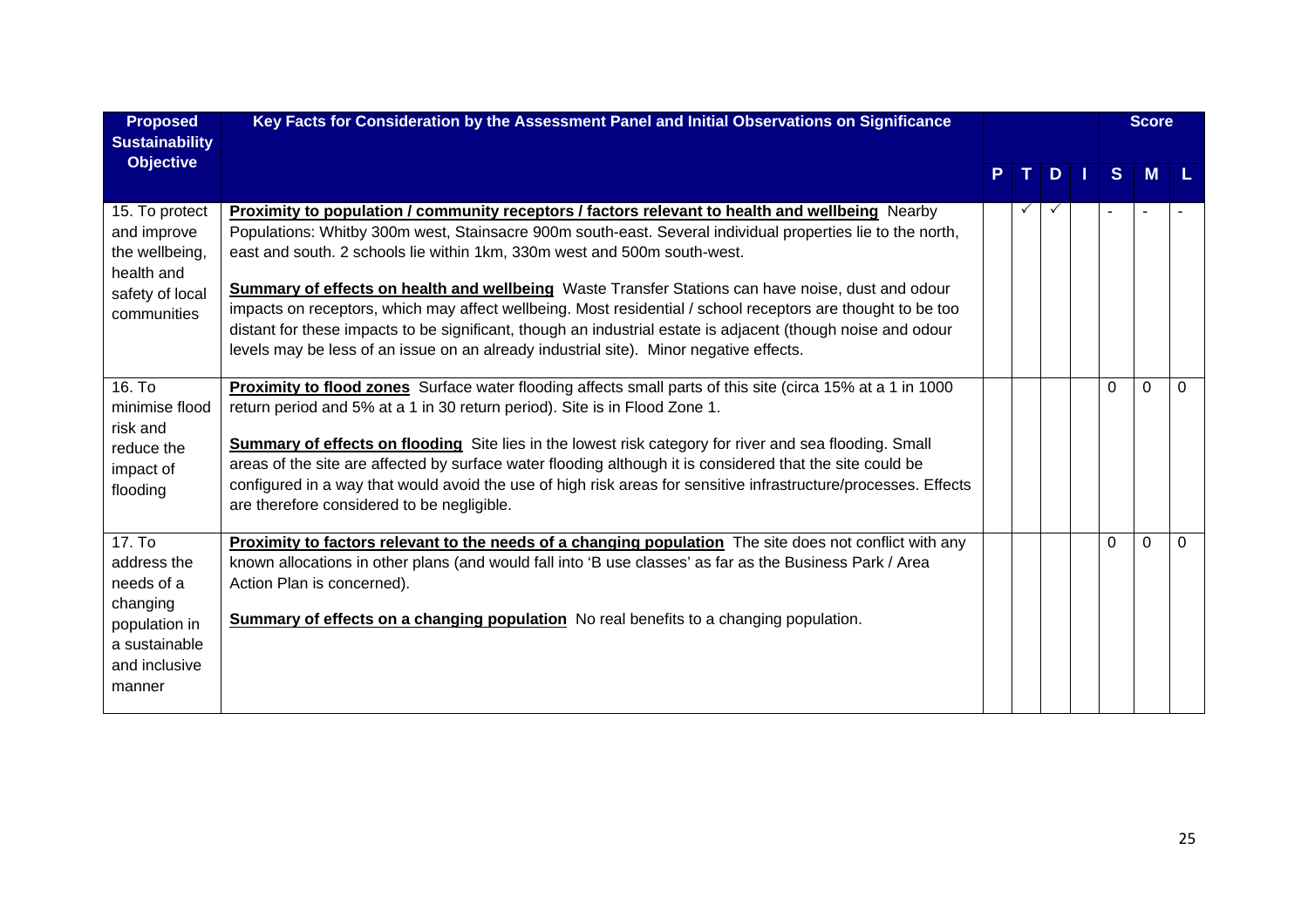| Proposed Sustainability Objective | Key Facts for Consideration by the Assessment Panel and Initial Observations on Significance | P | T | D | I | Score S | Score M | Score L |
|---|---|---|---|---|---|---|---|---|
| 15. To protect and improve the wellbeing, health and safety of local communities | **Proximity to population / community receptors / factors relevant to health and wellbeing** Nearby Populations: Whitby 300m west, Stainsacre 900m south-east. Several individual properties lie to the north, east and south. 2 schools lie within 1km, 330m west and 500m south-west.<br><br>**Summary of effects on health and wellbeing** Waste Transfer Stations can have noise, dust and odour impacts on receptors, which may affect wellbeing. Most residential / school receptors are thought to be too distant for these impacts to be significant, though an industrial estate is adjacent (though noise and odour levels may be less of an issue on an already industrial site). Minor negative effects. | | ✓ | ✓ | | - | - | - |
| 16. To minimise flood risk and reduce the impact of flooding | **Proximity to flood zones** Surface water flooding affects small parts of this site (circa 15% at a 1 in 1000 return period and 5% at a 1 in 30 return period). Site is in Flood Zone 1.<br><br>**Summary of effects on flooding** Site lies in the lowest risk category for river and sea flooding. Small areas of the site are affected by surface water flooding although it is considered that the site could be configured in a way that would avoid the use of high risk areas for sensitive infrastructure/processes. Effects are therefore considered to be negligible. | | | | | 0 | 0 | 0 |
| 17. To address the needs of a changing population in a sustainable and inclusive manner | **Proximity to factors relevant to the needs of a changing population** The site does not conflict with any known allocations in other plans (and would fall into 'B use classes' as far as the Business Park / Area Action Plan is concerned).<br><br>**Summary of effects on a changing population** No real benefits to a changing population. | | | | | 0 | 0 | 0 |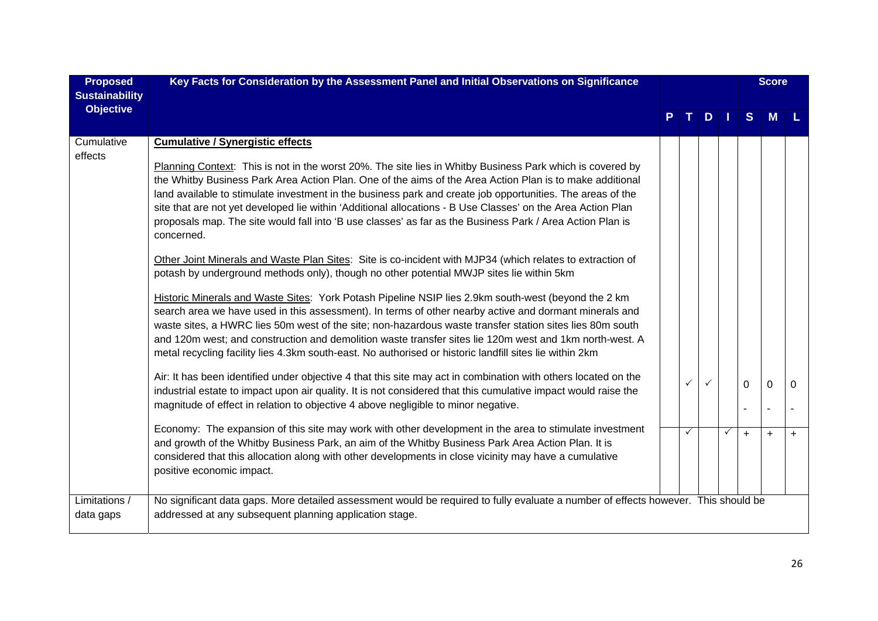| Proposed Sustainability Objective | Key Facts for Consideration by the Assessment Panel and Initial Observations on Significance | P | T | D | I | Score S | Score M | Score L |
|---|---|---|---|---|---|---|---|---|
| Cumulative effects | **<u>Cumulative / Synergistic effects</u>**<br><br><u>Planning Context</u>: This is not in the worst 20%. The site lies in Whitby Business Park which is covered by the Whitby Business Park Area Action Plan. One of the aims of the Area Action Plan is to make additional land available to stimulate investment in the business park and create job opportunities. The areas of the site that are not yet developed lie within 'Additional allocations - B Use Classes' on the Area Action Plan proposals map. The site would fall into 'B use classes' as far as the Business Park / Area Action Plan is concerned.<br><br><u>Other Joint Minerals and Waste Plan Sites</u>: Site is co-incident with MJP34 (which relates to extraction of potash by underground methods only), though no other potential MWJP sites lie within 5km<br><br><u>Historic Minerals and Waste Sites</u>: York Potash Pipeline NSIP lies 2.9km south-west (beyond the 2 km search area we have used in this assessment). In terms of other nearby active and dormant minerals and waste sites, a HWRC lies 50m west of the site; non-hazardous waste transfer station sites lies 80m south and 120m west; and construction and demolition waste transfer sites lie 120m west and 1km north-west. A metal recycling facility lies 4.3km south-east. No authorised or historic landfill sites lie within 2km | | | | | | | |
| | Air: It has been identified under objective 4 that this site may act in combination with others located on the industrial estate to impact upon air quality. It is not considered that this cumulative impact would raise the magnitude of effect in relation to objective 4 above negligible to minor negative. | | ✓ | ✓ | | 0<br>- | 0<br>- | 0<br>- |
| | Economy: The expansion of this site may work with other development in the area to stimulate investment and growth of the Whitby Business Park, an aim of the Whitby Business Park Area Action Plan. It is considered that this allocation along with other developments in close vicinity may have a cumulative positive economic impact. | | ✓ | | ✓ | + | + | + |
| Limitations / data gaps | No significant data gaps. More detailed assessment would be required to fully evaluate a number of effects however. This should be addressed at any subsequent planning application stage. | | | | | | | |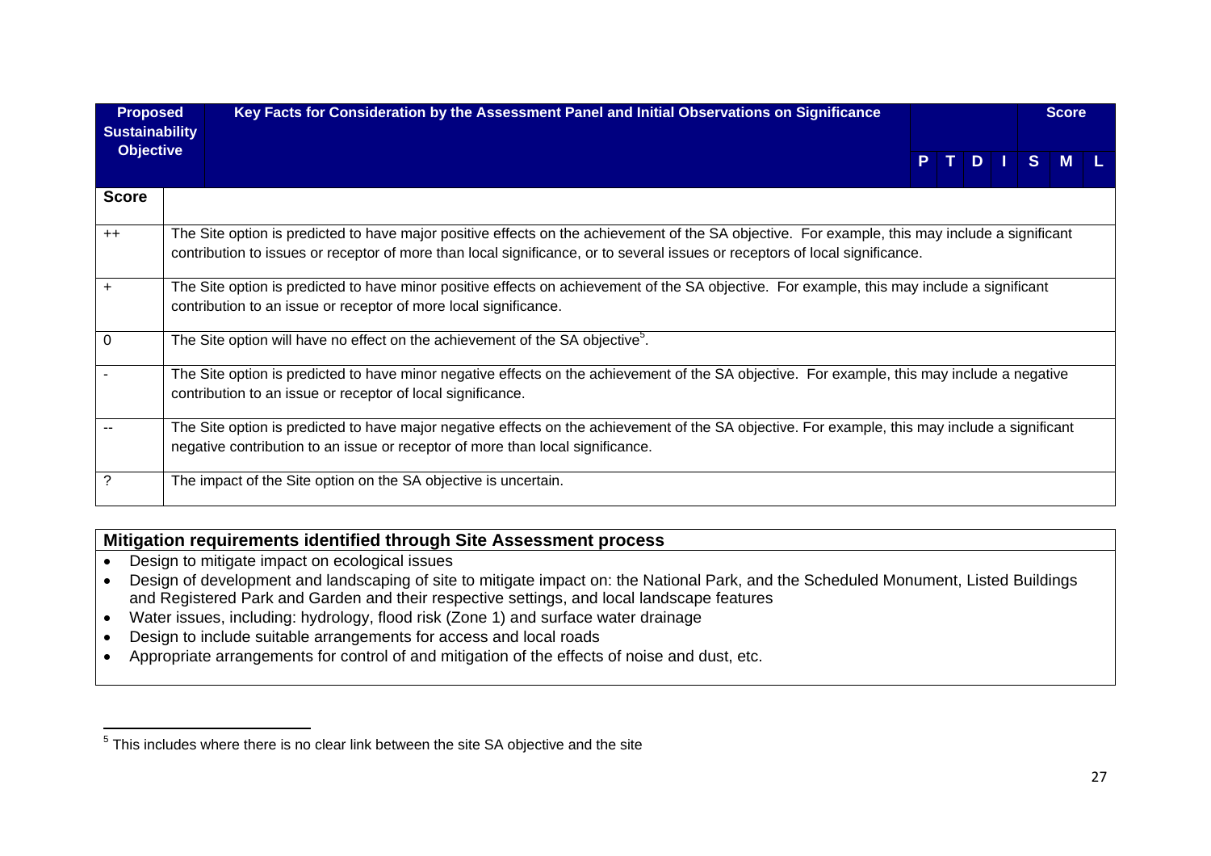| Proposed Sustainability Objective | Key Facts for Consideration by the Assessment Panel and Initial Observations on Significance | P | T | D | I | Score S | M | L |
|---|---|---|---|---|---|---|---|---|

| Score | |
|---|---|
| ++ | The Site option is predicted to have major positive effects on the achievement of the SA objective. For example, this may include a significant contribution to issues or receptor of more than local significance, or to several issues or receptors of local significance. |
| + | The Site option is predicted to have minor positive effects on achievement of the SA objective. For example, this may include a significant contribution to an issue or receptor of more local significance. |
| 0 | The Site option will have no effect on the achievement of the SA objective[5]. |
| - | The Site option is predicted to have minor negative effects on the achievement of the SA objective. For example, this may include a negative contribution to an issue or receptor of local significance. |
| -- | The Site option is predicted to have major negative effects on the achievement of the SA objective. For example, this may include a significant negative contribution to an issue or receptor of more than local significance. |
| ? | The impact of the Site option on the SA objective is uncertain. |

**Mitigation requirements identified through Site Assessment process**

- Design to mitigate impact on ecological issues
- Design of development and landscaping of site to mitigate impact on: the National Park, and the Scheduled Monument, Listed Buildings and Registered Park and Garden and their respective settings, and local landscape features
- Water issues, including: hydrology, flood risk (Zone 1) and surface water drainage
- Design to include suitable arrangements for access and local roads
- Appropriate arrangements for control of and mitigation of the effects of noise and dust, etc.

[5] This includes where there is no clear link between the site SA objective and the site